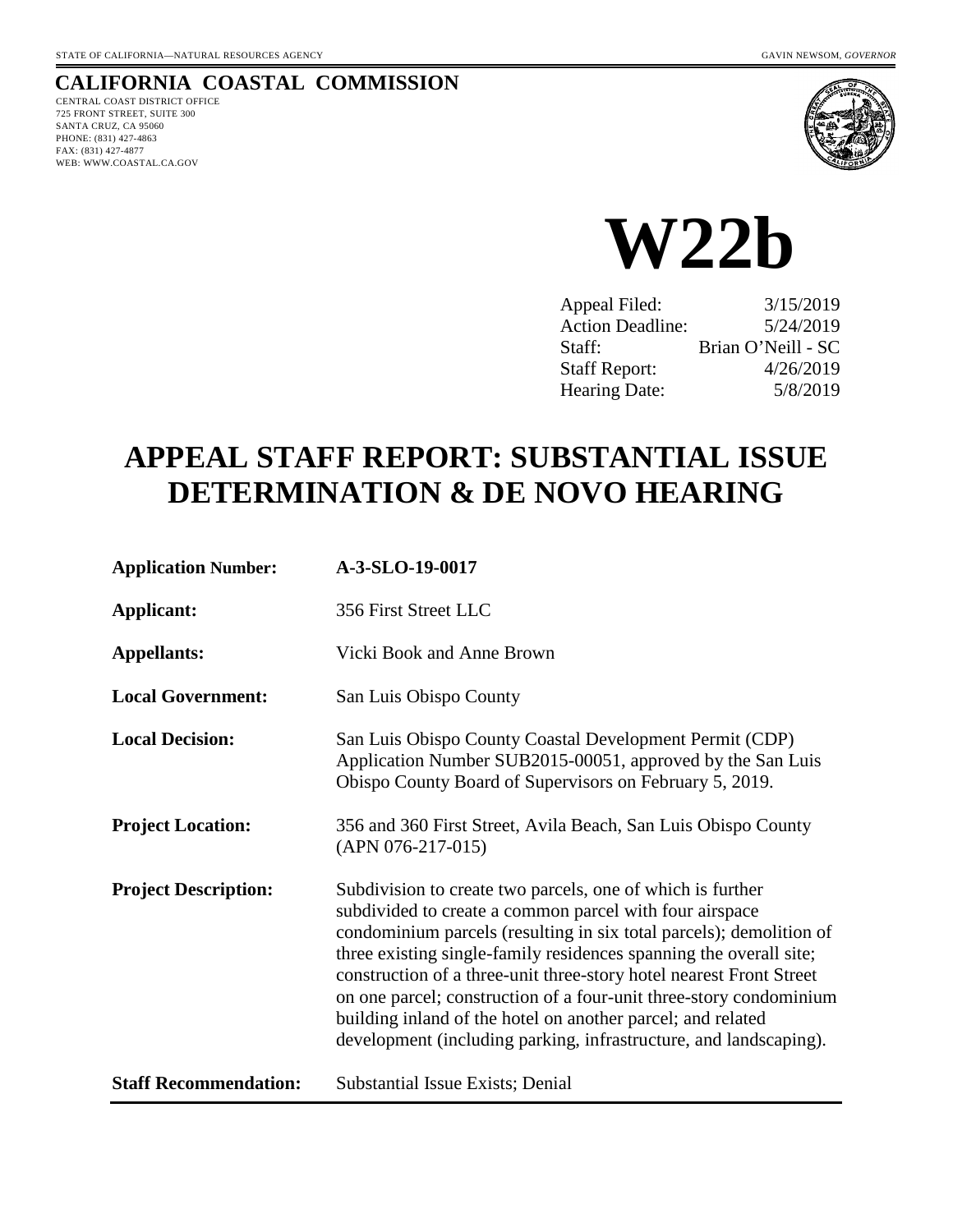STATE OF CALIFORNIA—NATURAL RESOURCES AGENCY GAVIN NEWSOM, *GOVERNOR*

**CALIFORNIA COASTAL COMMISSION**

CENTRAL COAST DISTRICT OFFICE
725 FRONT STREET, SUITE 300
SANTA CRUZ, CA 95060
PHONE: (831) 427-4863
FAX: (831) 427-4877
WEB: WWW.COASTAL.CA.GOV

# W22b

| | |
|---|---|
| Appeal Filed: | 3/15/2019 |
| Action Deadline: | 5/24/2019 |
| Staff: | Brian O'Neill - SC |
| Staff Report: | 4/26/2019 |
| Hearing Date: | 5/8/2019 |

# APPEAL STAFF REPORT: SUBSTANTIAL ISSUE DETERMINATION & DE NOVO HEARING

**Application Number:** A-3-SLO-19-0017

**Applicant:** 356 First Street LLC

**Appellants:** Vicki Book and Anne Brown

**Local Government:** San Luis Obispo County

**Local Decision:** San Luis Obispo County Coastal Development Permit (CDP) Application Number SUB2015-00051, approved by the San Luis Obispo County Board of Supervisors on February 5, 2019.

**Project Location:** 356 and 360 First Street, Avila Beach, San Luis Obispo County (APN 076-217-015)

**Project Description:** Subdivision to create two parcels, one of which is further subdivided to create a common parcel with four airspace condominium parcels (resulting in six total parcels); demolition of three existing single-family residences spanning the overall site; construction of a three-unit three-story hotel nearest Front Street on one parcel; construction of a four-unit three-story condominium building inland of the hotel on another parcel; and related development (including parking, infrastructure, and landscaping).

**Staff Recommendation:** Substantial Issue Exists; Denial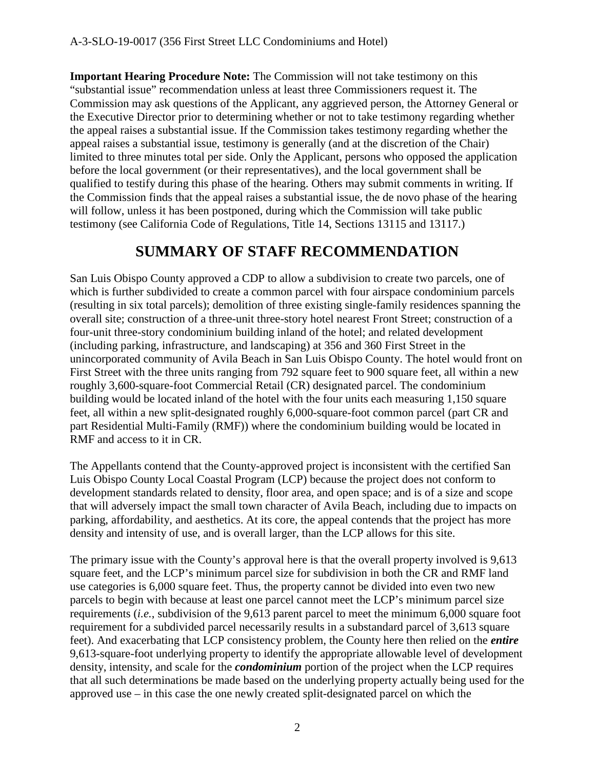**Important Hearing Procedure Note:** The Commission will not take testimony on this "substantial issue" recommendation unless at least three Commissioners request it. The Commission may ask questions of the Applicant, any aggrieved person, the Attorney General or the Executive Director prior to determining whether or not to take testimony regarding whether the appeal raises a substantial issue. If the Commission takes testimony regarding whether the appeal raises a substantial issue, testimony is generally (and at the discretion of the Chair) limited to three minutes total per side. Only the Applicant, persons who opposed the application before the local government (or their representatives), and the local government shall be qualified to testify during this phase of the hearing. Others may submit comments in writing. If the Commission finds that the appeal raises a substantial issue, the de novo phase of the hearing will follow, unless it has been postponed, during which the Commission will take public testimony (see California Code of Regulations, Title 14, Sections 13115 and 13117.)

# SUMMARY OF STAFF RECOMMENDATION

San Luis Obispo County approved a CDP to allow a subdivision to create two parcels, one of which is further subdivided to create a common parcel with four airspace condominium parcels (resulting in six total parcels); demolition of three existing single-family residences spanning the overall site; construction of a three-unit three-story hotel nearest Front Street; construction of a four-unit three-story condominium building inland of the hotel; and related development (including parking, infrastructure, and landscaping) at 356 and 360 First Street in the unincorporated community of Avila Beach in San Luis Obispo County. The hotel would front on First Street with the three units ranging from 792 square feet to 900 square feet, all within a new roughly 3,600-square-foot Commercial Retail (CR) designated parcel. The condominium building would be located inland of the hotel with the four units each measuring 1,150 square feet, all within a new split-designated roughly 6,000-square-foot common parcel (part CR and part Residential Multi-Family (RMF)) where the condominium building would be located in RMF and access to it in CR.

The Appellants contend that the County-approved project is inconsistent with the certified San Luis Obispo County Local Coastal Program (LCP) because the project does not conform to development standards related to density, floor area, and open space; and is of a size and scope that will adversely impact the small town character of Avila Beach, including due to impacts on parking, affordability, and aesthetics. At its core, the appeal contends that the project has more density and intensity of use, and is overall larger, than the LCP allows for this site.

The primary issue with the County's approval here is that the overall property involved is 9,613 square feet, and the LCP's minimum parcel size for subdivision in both the CR and RMF land use categories is 6,000 square feet. Thus, the property cannot be divided into even two new parcels to begin with because at least one parcel cannot meet the LCP's minimum parcel size requirements (*i.e.*, subdivision of the 9,613 parent parcel to meet the minimum 6,000 square foot requirement for a subdivided parcel necessarily results in a substandard parcel of 3,613 square feet). And exacerbating that LCP consistency problem, the County here then relied on the ***entire*** 9,613-square-foot underlying property to identify the appropriate allowable level of development density, intensity, and scale for the ***condominium*** portion of the project when the LCP requires that all such determinations be made based on the underlying property actually being used for the approved use – in this case the one newly created split-designated parcel on which the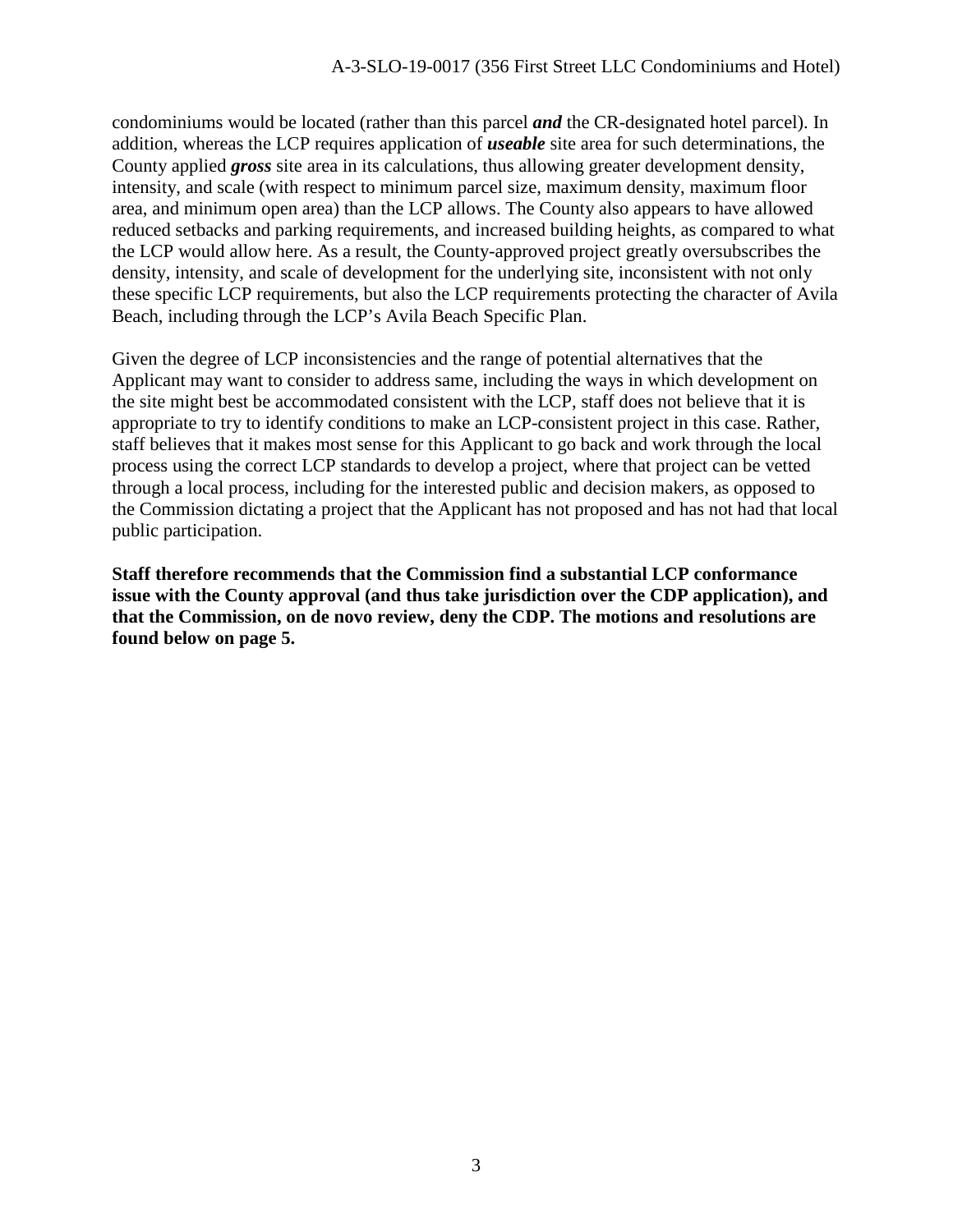condominiums would be located (rather than this parcel ***and*** the CR-designated hotel parcel). In addition, whereas the LCP requires application of ***useable*** site area for such determinations, the County applied ***gross*** site area in its calculations, thus allowing greater development density, intensity, and scale (with respect to minimum parcel size, maximum density, maximum floor area, and minimum open area) than the LCP allows. The County also appears to have allowed reduced setbacks and parking requirements, and increased building heights, as compared to what the LCP would allow here. As a result, the County-approved project greatly oversubscribes the density, intensity, and scale of development for the underlying site, inconsistent with not only these specific LCP requirements, but also the LCP requirements protecting the character of Avila Beach, including through the LCP's Avila Beach Specific Plan.

Given the degree of LCP inconsistencies and the range of potential alternatives that the Applicant may want to consider to address same, including the ways in which development on the site might best be accommodated consistent with the LCP, staff does not believe that it is appropriate to try to identify conditions to make an LCP-consistent project in this case. Rather, staff believes that it makes most sense for this Applicant to go back and work through the local process using the correct LCP standards to develop a project, where that project can be vetted through a local process, including for the interested public and decision makers, as opposed to the Commission dictating a project that the Applicant has not proposed and has not had that local public participation.

**Staff therefore recommends that the Commission find a substantial LCP conformance issue with the County approval (and thus take jurisdiction over the CDP application), and that the Commission, on de novo review, deny the CDP. The motions and resolutions are found below on page 5.**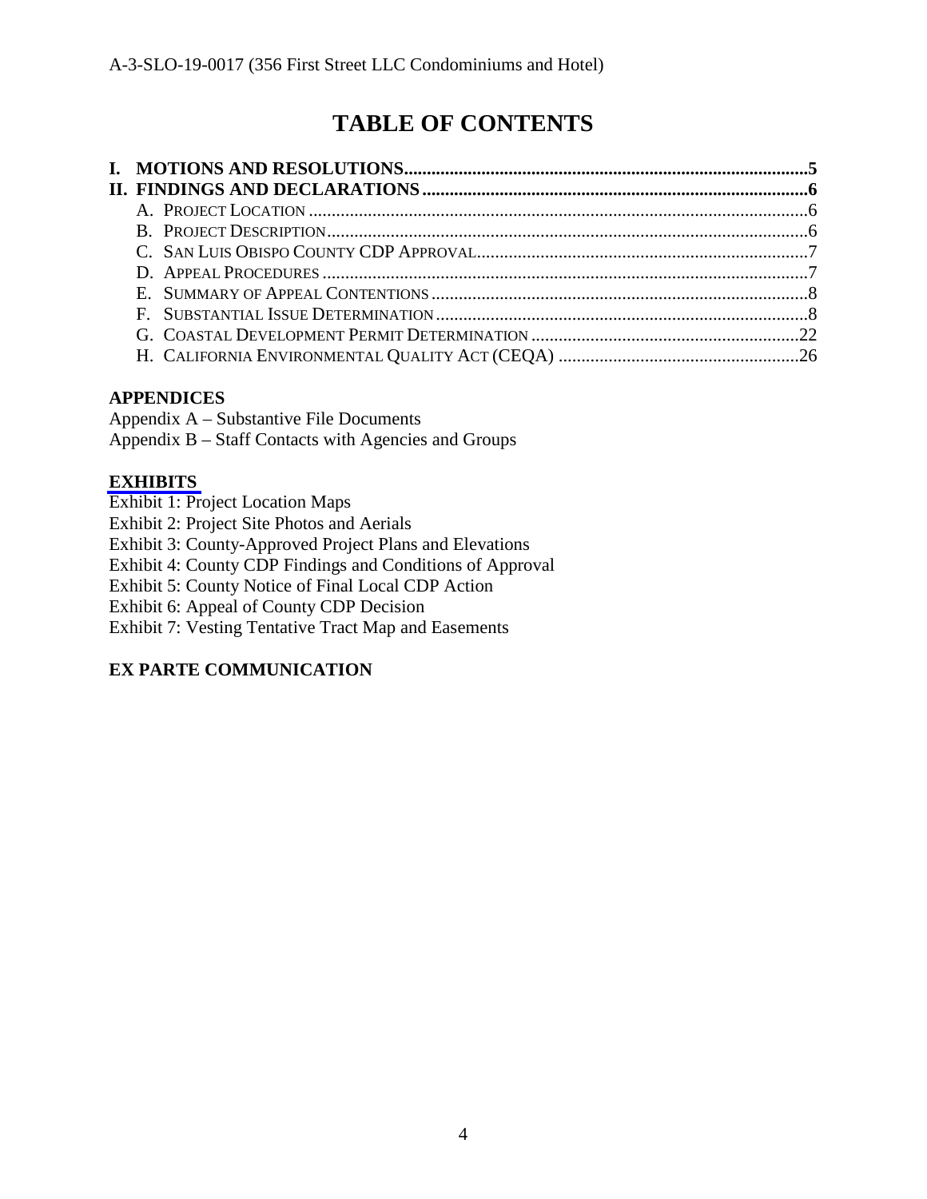# TABLE OF CONTENTS

**I. MOTIONS AND RESOLUTIONS** ........................................................................................ **5**
**II. FINDINGS AND DECLARATIONS** .................................................................................... **6**
- A. PROJECT LOCATION ............................................................................................................. 6
- B. PROJECT DESCRIPTION ......................................................................................................... 6
- C. SAN LUIS OBISPO COUNTY CDP APPROVAL ........................................................................ 7
- D. APPEAL PROCEDURES ........................................................................................................... 7
- E. SUMMARY OF APPEAL CONTENTIONS .................................................................................. 8
- F. SUBSTANTIAL ISSUE DETERMINATION ................................................................................. 8
- G. COASTAL DEVELOPMENT PERMIT DETERMINATION ........................................................... 22
- H. CALIFORNIA ENVIRONMENTAL QUALITY ACT (CEQA) ..................................................... 26

**APPENDICES**

Appendix A – Substantive File Documents
Appendix B – Staff Contacts with Agencies and Groups

**EXHIBITS**

Exhibit 1: Project Location Maps
Exhibit 2: Project Site Photos and Aerials
Exhibit 3: County-Approved Project Plans and Elevations
Exhibit 4: County CDP Findings and Conditions of Approval
Exhibit 5: County Notice of Final Local CDP Action
Exhibit 6: Appeal of County CDP Decision
Exhibit 7: Vesting Tentative Tract Map and Easements

**EX PARTE COMMUNICATION**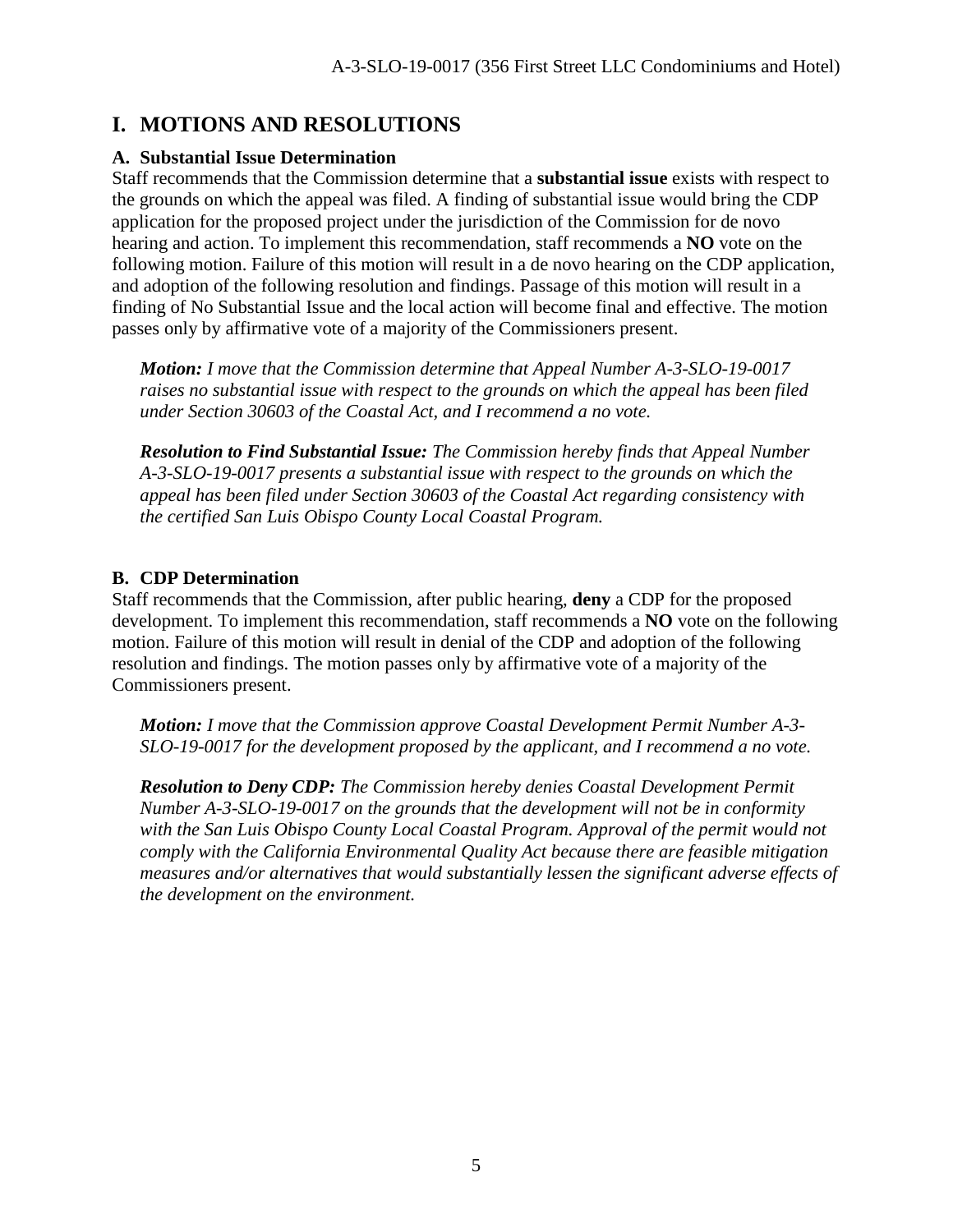# I. MOTIONS AND RESOLUTIONS

### A. Substantial Issue Determination

Staff recommends that the Commission determine that a **substantial issue** exists with respect to the grounds on which the appeal was filed. A finding of substantial issue would bring the CDP application for the proposed project under the jurisdiction of the Commission for de novo hearing and action. To implement this recommendation, staff recommends a **NO** vote on the following motion. Failure of this motion will result in a de novo hearing on the CDP application, and adoption of the following resolution and findings. Passage of this motion will result in a finding of No Substantial Issue and the local action will become final and effective. The motion passes only by affirmative vote of a majority of the Commissioners present.

> ***Motion:*** *I move that the Commission determine that Appeal Number A-3-SLO-19-0017 raises no substantial issue with respect to the grounds on which the appeal has been filed under Section 30603 of the Coastal Act, and I recommend a no vote.*

> ***Resolution to Find Substantial Issue:*** *The Commission hereby finds that Appeal Number A-3-SLO-19-0017 presents a substantial issue with respect to the grounds on which the appeal has been filed under Section 30603 of the Coastal Act regarding consistency with the certified San Luis Obispo County Local Coastal Program.*

### B. CDP Determination

Staff recommends that the Commission, after public hearing, **deny** a CDP for the proposed development. To implement this recommendation, staff recommends a **NO** vote on the following motion. Failure of this motion will result in denial of the CDP and adoption of the following resolution and findings. The motion passes only by affirmative vote of a majority of the Commissioners present.

> ***Motion:*** *I move that the Commission approve Coastal Development Permit Number A-3-SLO-19-0017 for the development proposed by the applicant, and I recommend a no vote.*

> ***Resolution to Deny CDP:*** *The Commission hereby denies Coastal Development Permit Number A-3-SLO-19-0017 on the grounds that the development will not be in conformity with the San Luis Obispo County Local Coastal Program. Approval of the permit would not comply with the California Environmental Quality Act because there are feasible mitigation measures and/or alternatives that would substantially lessen the significant adverse effects of the development on the environment.*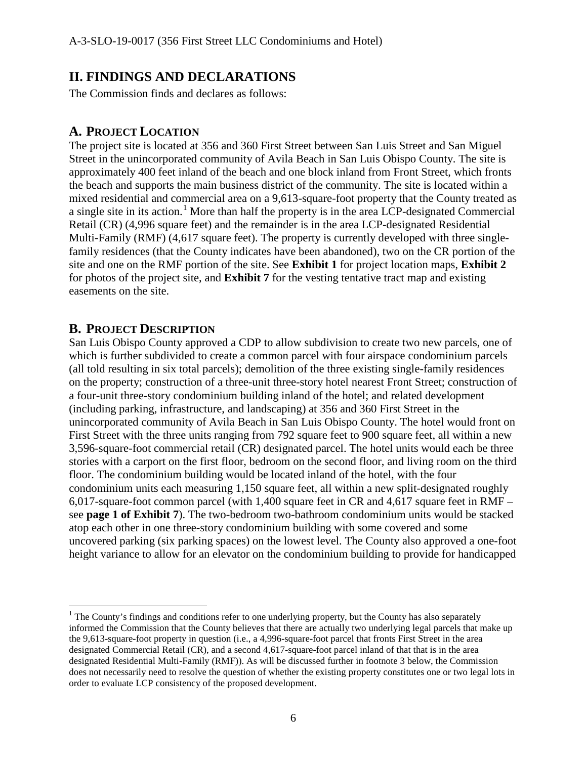## II. FINDINGS AND DECLARATIONS

The Commission finds and declares as follows:

### A. PROJECT LOCATION

The project site is located at 356 and 360 First Street between San Luis Street and San Miguel Street in the unincorporated community of Avila Beach in San Luis Obispo County. The site is approximately 400 feet inland of the beach and one block inland from Front Street, which fronts the beach and supports the main business district of the community. The site is located within a mixed residential and commercial area on a 9,613-square-foot property that the County treated as a single site in its action.[1] More than half the property is in the area LCP-designated Commercial Retail (CR) (4,996 square feet) and the remainder is in the area LCP-designated Residential Multi-Family (RMF) (4,617 square feet). The property is currently developed with three single-family residences (that the County indicates have been abandoned), two on the CR portion of the site and one on the RMF portion of the site. See **Exhibit 1** for project location maps, **Exhibit 2** for photos of the project site, and **Exhibit 7** for the vesting tentative tract map and existing easements on the site.

### B. PROJECT DESCRIPTION

San Luis Obispo County approved a CDP to allow subdivision to create two new parcels, one of which is further subdivided to create a common parcel with four airspace condominium parcels (all told resulting in six total parcels); demolition of the three existing single-family residences on the property; construction of a three-unit three-story hotel nearest Front Street; construction of a four-unit three-story condominium building inland of the hotel; and related development (including parking, infrastructure, and landscaping) at 356 and 360 First Street in the unincorporated community of Avila Beach in San Luis Obispo County. The hotel would front on First Street with the three units ranging from 792 square feet to 900 square feet, all within a new 3,596-square-foot commercial retail (CR) designated parcel. The hotel units would each be three stories with a carport on the first floor, bedroom on the second floor, and living room on the third floor. The condominium building would be located inland of the hotel, with the four condominium units each measuring 1,150 square feet, all within a new split-designated roughly 6,017-square-foot common parcel (with 1,400 square feet in CR and 4,617 square feet in RMF – see **page 1 of Exhibit 7**). The two-bedroom two-bathroom condominium units would be stacked atop each other in one three-story condominium building with some covered and some uncovered parking (six parking spaces) on the lowest level. The County also approved a one-foot height variance to allow for an elevator on the condominium building to provide for handicapped

---

[1] The County's findings and conditions refer to one underlying property, but the County has also separately informed the Commission that the County believes that there are actually two underlying legal parcels that make up the 9,613-square-foot property in question (i.e., a 4,996-square-foot parcel that fronts First Street in the area designated Commercial Retail (CR), and a second 4,617-square-foot parcel inland of that that is in the area designated Residential Multi-Family (RMF)). As will be discussed further in footnote 3 below, the Commission does not necessarily need to resolve the question of whether the existing property constitutes one or two legal lots in order to evaluate LCP consistency of the proposed development.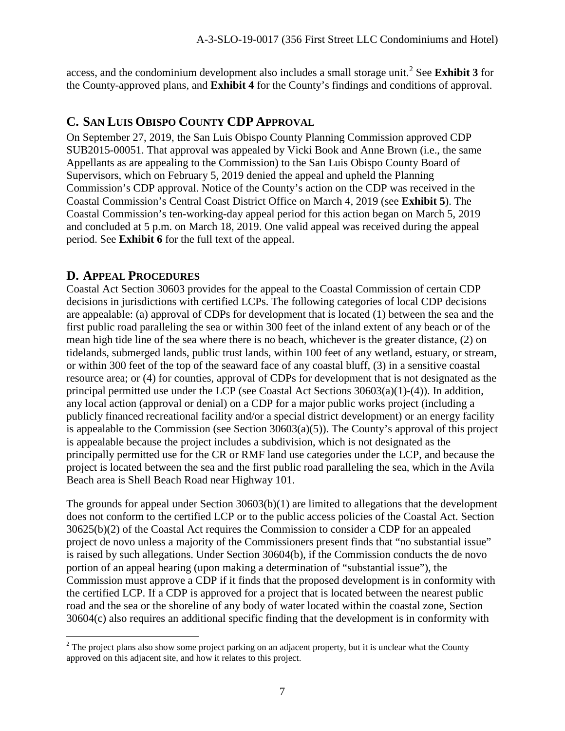access, and the condominium development also includes a small storage unit.[2] See **Exhibit 3** for the County-approved plans, and **Exhibit 4** for the County's findings and conditions of approval.

## C. San Luis Obispo County CDP Approval

On September 27, 2019, the San Luis Obispo County Planning Commission approved CDP SUB2015-00051. That approval was appealed by Vicki Book and Anne Brown (i.e., the same Appellants as are appealing to the Commission) to the San Luis Obispo County Board of Supervisors, which on February 5, 2019 denied the appeal and upheld the Planning Commission's CDP approval. Notice of the County's action on the CDP was received in the Coastal Commission's Central Coast District Office on March 4, 2019 (see **Exhibit 5**). The Coastal Commission's ten-working-day appeal period for this action began on March 5, 2019 and concluded at 5 p.m. on March 18, 2019. One valid appeal was received during the appeal period. See **Exhibit 6** for the full text of the appeal.

## D. Appeal Procedures

Coastal Act Section 30603 provides for the appeal to the Coastal Commission of certain CDP decisions in jurisdictions with certified LCPs. The following categories of local CDP decisions are appealable: (a) approval of CDPs for development that is located (1) between the sea and the first public road paralleling the sea or within 300 feet of the inland extent of any beach or of the mean high tide line of the sea where there is no beach, whichever is the greater distance, (2) on tidelands, submerged lands, public trust lands, within 100 feet of any wetland, estuary, or stream, or within 300 feet of the top of the seaward face of any coastal bluff, (3) in a sensitive coastal resource area; or (4) for counties, approval of CDPs for development that is not designated as the principal permitted use under the LCP (see Coastal Act Sections 30603(a)(1)-(4)). In addition, any local action (approval or denial) on a CDP for a major public works project (including a publicly financed recreational facility and/or a special district development) or an energy facility is appealable to the Commission (see Section 30603(a)(5)). The County's approval of this project is appealable because the project includes a subdivision, which is not designated as the principally permitted use for the CR or RMF land use categories under the LCP, and because the project is located between the sea and the first public road paralleling the sea, which in the Avila Beach area is Shell Beach Road near Highway 101.

The grounds for appeal under Section 30603(b)(1) are limited to allegations that the development does not conform to the certified LCP or to the public access policies of the Coastal Act. Section 30625(b)(2) of the Coastal Act requires the Commission to consider a CDP for an appealed project de novo unless a majority of the Commissioners present finds that "no substantial issue" is raised by such allegations. Under Section 30604(b), if the Commission conducts the de novo portion of an appeal hearing (upon making a determination of "substantial issue"), the Commission must approve a CDP if it finds that the proposed development is in conformity with the certified LCP. If a CDP is approved for a project that is located between the nearest public road and the sea or the shoreline of any body of water located within the coastal zone, Section 30604(c) also requires an additional specific finding that the development is in conformity with

[2] The project plans also show some project parking on an adjacent property, but it is unclear what the County approved on this adjacent site, and how it relates to this project.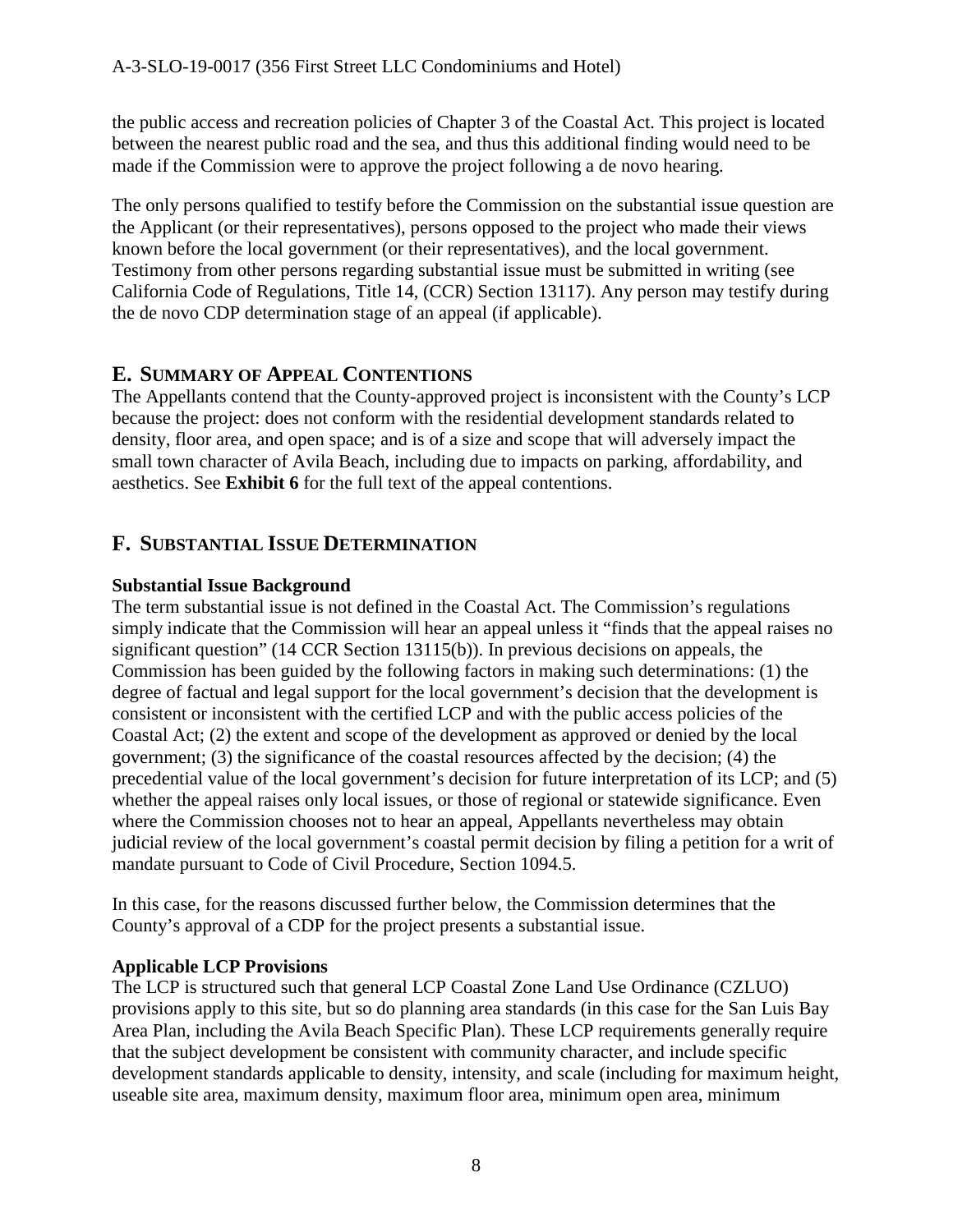the public access and recreation policies of Chapter 3 of the Coastal Act. This project is located between the nearest public road and the sea, and thus this additional finding would need to be made if the Commission were to approve the project following a de novo hearing.

The only persons qualified to testify before the Commission on the substantial issue question are the Applicant (or their representatives), persons opposed to the project who made their views known before the local government (or their representatives), and the local government. Testimony from other persons regarding substantial issue must be submitted in writing (see California Code of Regulations, Title 14, (CCR) Section 13117). Any person may testify during the de novo CDP determination stage of an appeal (if applicable).

## E. SUMMARY OF APPEAL CONTENTIONS

The Appellants contend that the County-approved project is inconsistent with the County's LCP because the project: does not conform with the residential development standards related to density, floor area, and open space; and is of a size and scope that will adversely impact the small town character of Avila Beach, including due to impacts on parking, affordability, and aesthetics. See **Exhibit 6** for the full text of the appeal contentions.

## F. SUBSTANTIAL ISSUE DETERMINATION

**Substantial Issue Background**

The term substantial issue is not defined in the Coastal Act. The Commission's regulations simply indicate that the Commission will hear an appeal unless it "finds that the appeal raises no significant question" (14 CCR Section 13115(b)). In previous decisions on appeals, the Commission has been guided by the following factors in making such determinations: (1) the degree of factual and legal support for the local government's decision that the development is consistent or inconsistent with the certified LCP and with the public access policies of the Coastal Act; (2) the extent and scope of the development as approved or denied by the local government; (3) the significance of the coastal resources affected by the decision; (4) the precedential value of the local government's decision for future interpretation of its LCP; and (5) whether the appeal raises only local issues, or those of regional or statewide significance. Even where the Commission chooses not to hear an appeal, Appellants nevertheless may obtain judicial review of the local government's coastal permit decision by filing a petition for a writ of mandate pursuant to Code of Civil Procedure, Section 1094.5.

In this case, for the reasons discussed further below, the Commission determines that the County's approval of a CDP for the project presents a substantial issue.

**Applicable LCP Provisions**

The LCP is structured such that general LCP Coastal Zone Land Use Ordinance (CZLUO) provisions apply to this site, but so do planning area standards (in this case for the San Luis Bay Area Plan, including the Avila Beach Specific Plan). These LCP requirements generally require that the subject development be consistent with community character, and include specific development standards applicable to density, intensity, and scale (including for maximum height, useable site area, maximum density, maximum floor area, minimum open area, minimum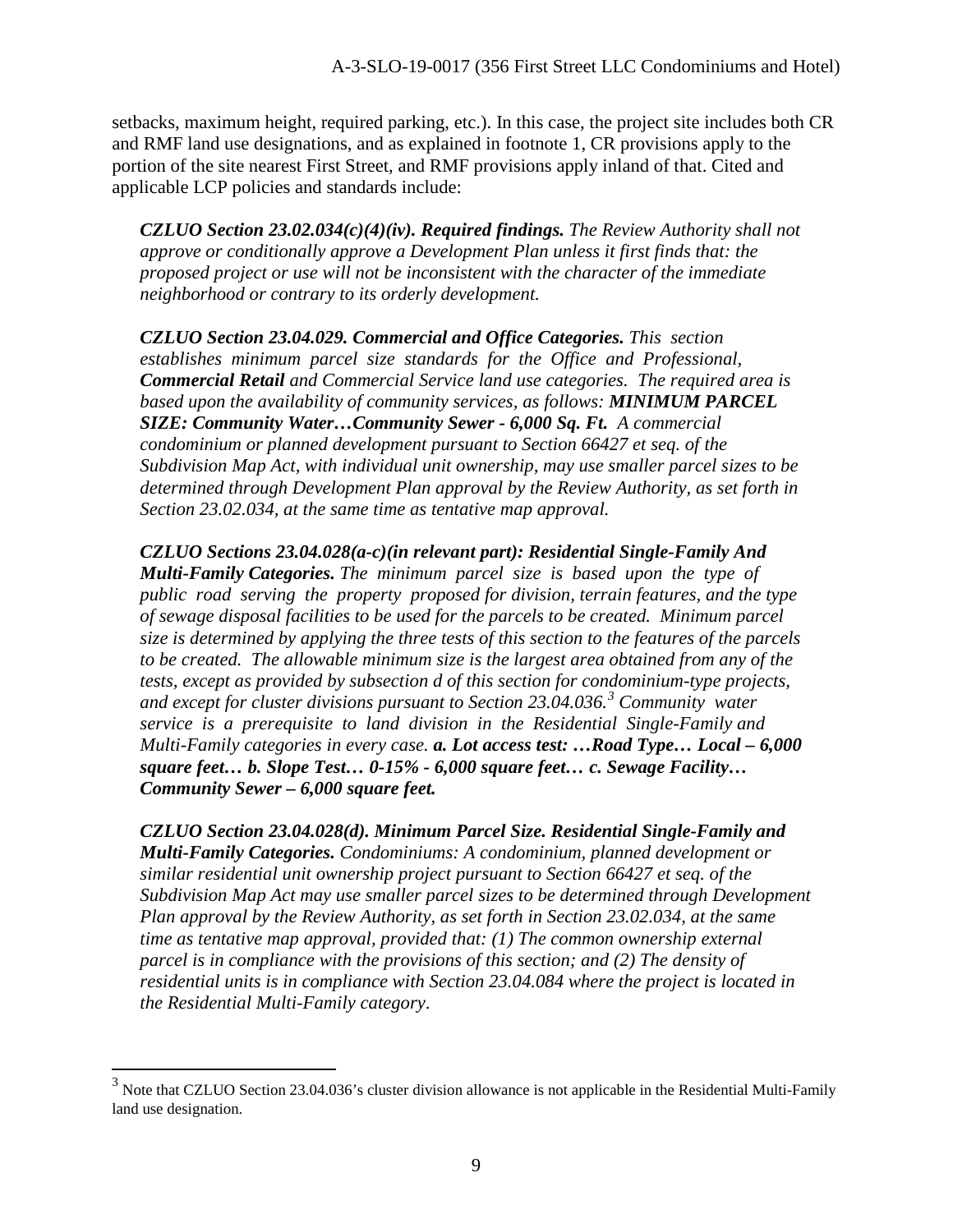setbacks, maximum height, required parking, etc.). In this case, the project site includes both CR and RMF land use designations, and as explained in footnote 1, CR provisions apply to the portion of the site nearest First Street, and RMF provisions apply inland of that. Cited and applicable LCP policies and standards include:

> ***CZLUO Section 23.02.034(c)(4)(iv). Required findings.*** *The Review Authority shall not approve or conditionally approve a Development Plan unless it first finds that: the proposed project or use will not be inconsistent with the character of the immediate neighborhood or contrary to its orderly development.*

> ***CZLUO Section 23.04.029. Commercial and Office Categories.*** *This section establishes minimum parcel size standards for the Office and Professional,* ***Commercial Retail*** *and Commercial Service land use categories. The required area is based upon the availability of community services, as follows:* ***MINIMUM PARCEL SIZE: Community Water…Community Sewer - 6,000 Sq. Ft.*** *A commercial condominium or planned development pursuant to Section 66427 et seq. of the Subdivision Map Act, with individual unit ownership, may use smaller parcel sizes to be determined through Development Plan approval by the Review Authority, as set forth in Section 23.02.034, at the same time as tentative map approval.*

> ***CZLUO Sections 23.04.028(a-c)(in relevant part): Residential Single-Family And Multi-Family Categories.*** *The minimum parcel size is based upon the type of public road serving the property proposed for division, terrain features, and the type of sewage disposal facilities to be used for the parcels to be created. Minimum parcel size is determined by applying the three tests of this section to the features of the parcels to be created. The allowable minimum size is the largest area obtained from any of the tests, except as provided by subsection d of this section for condominium-type projects, and except for cluster divisions pursuant to Section 23.04.036.*[3] *Community water service is a prerequisite to land division in the Residential Single-Family and Multi-Family categories in every case.* ***a. Lot access test: …Road Type… Local – 6,000 square feet… b. Slope Test… 0-15% - 6,000 square feet… c. Sewage Facility… Community Sewer – 6,000 square feet.***

> ***CZLUO Section 23.04.028(d). Minimum Parcel Size. Residential Single-Family and Multi-Family Categories.*** *Condominiums: A condominium, planned development or similar residential unit ownership project pursuant to Section 66427 et seq. of the Subdivision Map Act may use smaller parcel sizes to be determined through Development Plan approval by the Review Authority, as set forth in Section 23.02.034, at the same time as tentative map approval, provided that: (1) The common ownership external parcel is in compliance with the provisions of this section; and (2) The density of residential units is in compliance with Section 23.04.084 where the project is located in the Residential Multi-Family category.*

---

[3] Note that CZLUO Section 23.04.036's cluster division allowance is not applicable in the Residential Multi-Family land use designation.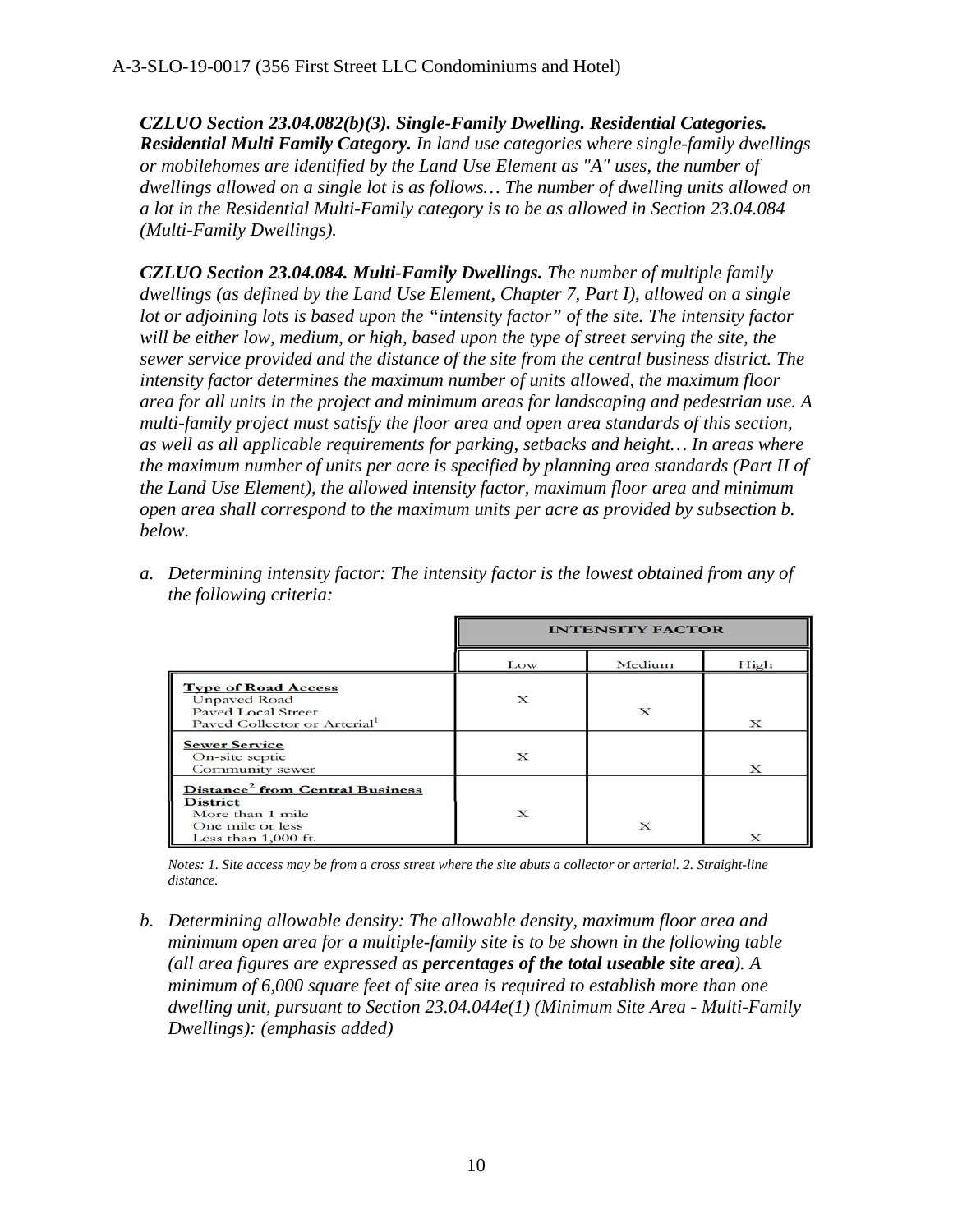***CZLUO Section 23.04.082(b)(3). Single-Family Dwelling. Residential Categories. Residential Multi Family Category.*** *In land use categories where single-family dwellings or mobilehomes are identified by the Land Use Element as "A" uses, the number of dwellings allowed on a single lot is as follows… The number of dwelling units allowed on a lot in the Residential Multi-Family category is to be as allowed in Section 23.04.084 (Multi-Family Dwellings).*

***CZLUO Section 23.04.084. Multi-Family Dwellings.*** *The number of multiple family dwellings (as defined by the Land Use Element, Chapter 7, Part I), allowed on a single lot or adjoining lots is based upon the "intensity factor" of the site. The intensity factor will be either low, medium, or high, based upon the type of street serving the site, the sewer service provided and the distance of the site from the central business district. The intensity factor determines the maximum number of units allowed, the maximum floor area for all units in the project and minimum areas for landscaping and pedestrian use. A multi-family project must satisfy the floor area and open area standards of this section, as well as all applicable requirements for parking, setbacks and height… In areas where the maximum number of units per acre is specified by planning area standards (Part II of the Land Use Element), the allowed intensity factor, maximum floor area and minimum open area shall correspond to the maximum units per acre as provided by subsection b. below.*

*a. Determining intensity factor: The intensity factor is the lowest obtained from any of the following criteria:*

| | INTENSITY FACTOR | | |
|---|---|---|---|
| | Low | Medium | High |
| **Type of Road Access** | | | |
| Unpaved Road | X | | |
| Paved Local Street | | X | |
| Paved Collector or Arterial[1] | | | X |
| **Sewer Service** | | | |
| On-site septic | X | | |
| Community sewer | | | X |
| **Distance[2] from Central Business District** | | | |
| More than 1 mile | X | | |
| One mile or less | | X | |
| Less than 1,000 ft. | | | X |

*Notes: 1. Site access may be from a cross street where the site abuts a collector or arterial. 2. Straight-line distance.*

*b. Determining allowable density: The allowable density, maximum floor area and minimum open area for a multiple-family site is to be shown in the following table (all area figures are expressed as* ***percentages of the total useable site area****). A minimum of 6,000 square feet of site area is required to establish more than one dwelling unit, pursuant to Section 23.04.044e(1) (Minimum Site Area - Multi-Family Dwellings): (emphasis added)*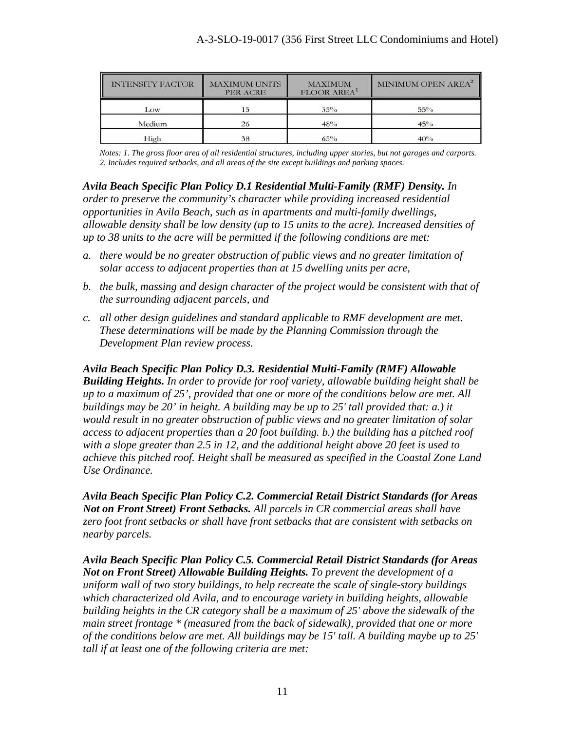| INTENSITY FACTOR | MAXIMUM UNITS PER ACRE | MAXIMUM FLOOR AREA[1] | MINIMUM OPEN AREA[2] |
|---|---|---|---|
| Low | 15 | 35% | 55% |
| Medium | 26 | 48% | 45% |
| High | 38 | 65% | 40% |

*Notes: 1. The gross floor area of all residential structures, including upper stories, but not garages and carports. 2. Includes required setbacks, and all areas of the site except buildings and parking spaces.*

***Avila Beach Specific Plan Policy D.1 Residential Multi-Family (RMF) Density.*** *In order to preserve the community's character while providing increased residential opportunities in Avila Beach, such as in apartments and multi-family dwellings, allowable density shall be low density (up to 15 units to the acre). Increased densities of up to 38 units to the acre will be permitted if the following conditions are met:*

*a. there would be no greater obstruction of public views and no greater limitation of solar access to adjacent properties than at 15 dwelling units per acre,*

*b. the bulk, massing and design character of the project would be consistent with that of the surrounding adjacent parcels, and*

*c. all other design guidelines and standard applicable to RMF development are met. These determinations will be made by the Planning Commission through the Development Plan review process.*

***Avila Beach Specific Plan Policy D.3. Residential Multi-Family (RMF) Allowable Building Heights.*** *In order to provide for roof variety, allowable building height shall be up to a maximum of 25', provided that one or more of the conditions below are met. All buildings may be 20' in height. A building may be up to 25' tall provided that: a.) it would result in no greater obstruction of public views and no greater limitation of solar access to adjacent properties than a 20 foot building. b.) the building has a pitched roof with a slope greater than 2.5 in 12, and the additional height above 20 feet is used to achieve this pitched roof. Height shall be measured as specified in the Coastal Zone Land Use Ordinance.*

***Avila Beach Specific Plan Policy C.2. Commercial Retail District Standards (for Areas Not on Front Street) Front Setbacks.*** *All parcels in CR commercial areas shall have zero foot front setbacks or shall have front setbacks that are consistent with setbacks on nearby parcels.*

***Avila Beach Specific Plan Policy C.5. Commercial Retail District Standards (for Areas Not on Front Street) Allowable Building Heights.*** *To prevent the development of a uniform wall of two story buildings, to help recreate the scale of single-story buildings which characterized old Avila, and to encourage variety in building heights, allowable building heights in the CR category shall be a maximum of 25' above the sidewalk of the main street frontage * (measured from the back of sidewalk), provided that one or more of the conditions below are met. All buildings may be 15' tall. A building maybe up to 25' tall if at least one of the following criteria are met:*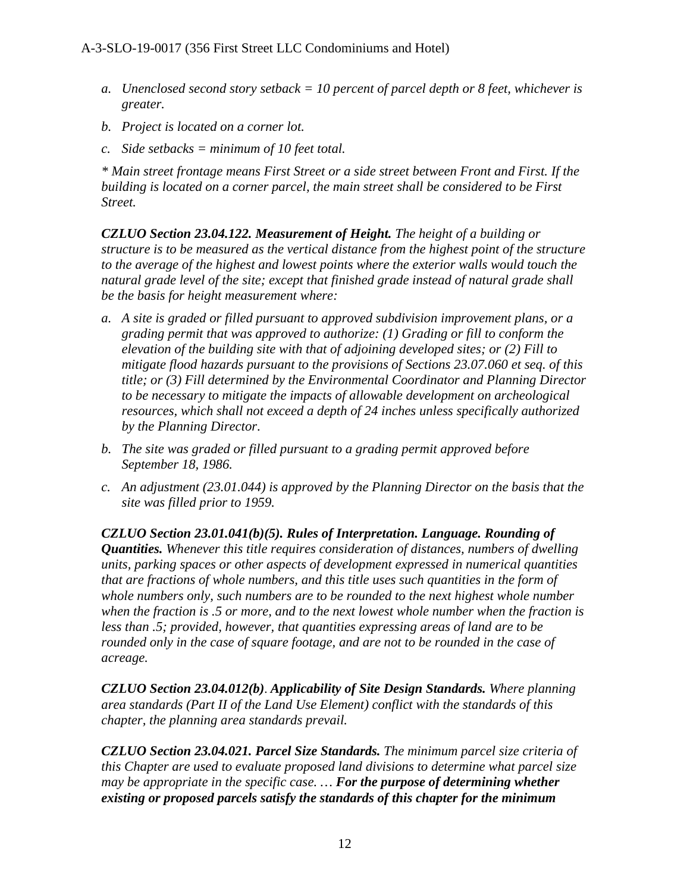*a. Unenclosed second story setback = 10 percent of parcel depth or 8 feet, whichever is greater.*

*b. Project is located on a corner lot.*

*c. Side setbacks = minimum of 10 feet total.*

** Main street frontage means First Street or a side street between Front and First. If the building is located on a corner parcel, the main street shall be considered to be First Street.*

***CZLUO Section 23.04.122. Measurement of Height.*** *The height of a building or structure is to be measured as the vertical distance from the highest point of the structure to the average of the highest and lowest points where the exterior walls would touch the natural grade level of the site; except that finished grade instead of natural grade shall be the basis for height measurement where:*

*a. A site is graded or filled pursuant to approved subdivision improvement plans, or a grading permit that was approved to authorize: (1) Grading or fill to conform the elevation of the building site with that of adjoining developed sites; or (2) Fill to mitigate flood hazards pursuant to the provisions of Sections 23.07.060 et seq. of this title; or (3) Fill determined by the Environmental Coordinator and Planning Director to be necessary to mitigate the impacts of allowable development on archeological resources, which shall not exceed a depth of 24 inches unless specifically authorized by the Planning Director.*

*b. The site was graded or filled pursuant to a grading permit approved before September 18, 1986.*

*c. An adjustment (23.01.044) is approved by the Planning Director on the basis that the site was filled prior to 1959.*

***CZLUO Section 23.01.041(b)(5). Rules of Interpretation. Language. Rounding of Quantities.*** *Whenever this title requires consideration of distances, numbers of dwelling units, parking spaces or other aspects of development expressed in numerical quantities that are fractions of whole numbers, and this title uses such quantities in the form of whole numbers only, such numbers are to be rounded to the next highest whole number when the fraction is .5 or more, and to the next lowest whole number when the fraction is less than .5; provided, however, that quantities expressing areas of land are to be rounded only in the case of square footage, and are not to be rounded in the case of acreage.*

***CZLUO Section 23.04.012(b)*. *Applicability of Site Design Standards.*** *Where planning area standards (Part II of the Land Use Element) conflict with the standards of this chapter, the planning area standards prevail.*

***CZLUO Section 23.04.021. Parcel Size Standards.*** *The minimum parcel size criteria of this Chapter are used to evaluate proposed land divisions to determine what parcel size may be appropriate in the specific case. …* ***For the purpose of determining whether existing or proposed parcels satisfy the standards of this chapter for the minimum***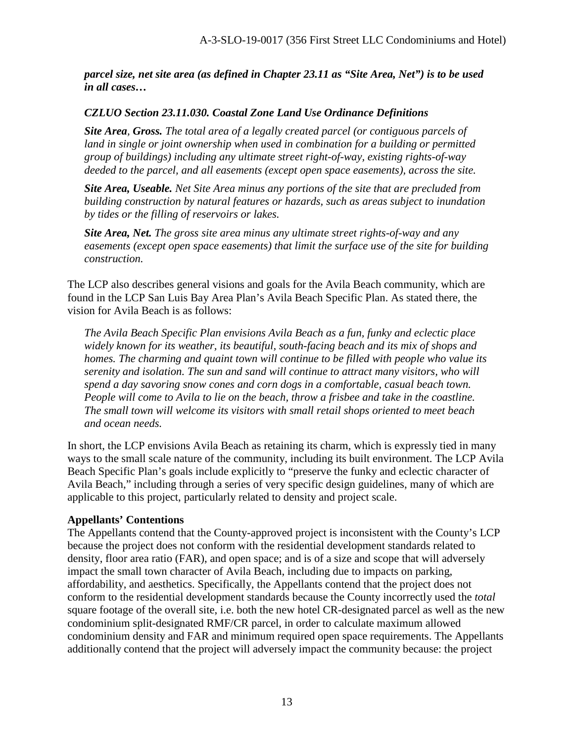***parcel size, net site area (as defined in Chapter 23.11 as "Site Area, Net") is to be used in all cases…***

***CZLUO Section 23.11.030. Coastal Zone Land Use Ordinance Definitions***

***Site Area, Gross.*** *The total area of a legally created parcel (or contiguous parcels of land in single or joint ownership when used in combination for a building or permitted group of buildings) including any ultimate street right-of-way, existing rights-of-way deeded to the parcel, and all easements (except open space easements), across the site.*

***Site Area, Useable.*** *Net Site Area minus any portions of the site that are precluded from building construction by natural features or hazards, such as areas subject to inundation by tides or the filling of reservoirs or lakes.*

***Site Area, Net.*** *The gross site area minus any ultimate street rights-of-way and any easements (except open space easements) that limit the surface use of the site for building construction.*

The LCP also describes general visions and goals for the Avila Beach community, which are found in the LCP San Luis Bay Area Plan's Avila Beach Specific Plan. As stated there, the vision for Avila Beach is as follows:

*The Avila Beach Specific Plan envisions Avila Beach as a fun, funky and eclectic place widely known for its weather, its beautiful, south-facing beach and its mix of shops and homes. The charming and quaint town will continue to be filled with people who value its serenity and isolation. The sun and sand will continue to attract many visitors, who will spend a day savoring snow cones and corn dogs in a comfortable, casual beach town. People will come to Avila to lie on the beach, throw a frisbee and take in the coastline. The small town will welcome its visitors with small retail shops oriented to meet beach and ocean needs.*

In short, the LCP envisions Avila Beach as retaining its charm, which is expressly tied in many ways to the small scale nature of the community, including its built environment. The LCP Avila Beach Specific Plan's goals include explicitly to "preserve the funky and eclectic character of Avila Beach," including through a series of very specific design guidelines, many of which are applicable to this project, particularly related to density and project scale.

**Appellants' Contentions**

The Appellants contend that the County-approved project is inconsistent with the County's LCP because the project does not conform with the residential development standards related to density, floor area ratio (FAR), and open space; and is of a size and scope that will adversely impact the small town character of Avila Beach, including due to impacts on parking, affordability, and aesthetics. Specifically, the Appellants contend that the project does not conform to the residential development standards because the County incorrectly used the *total* square footage of the overall site, i.e. both the new hotel CR-designated parcel as well as the new condominium split-designated RMF/CR parcel, in order to calculate maximum allowed condominium density and FAR and minimum required open space requirements. The Appellants additionally contend that the project will adversely impact the community because: the project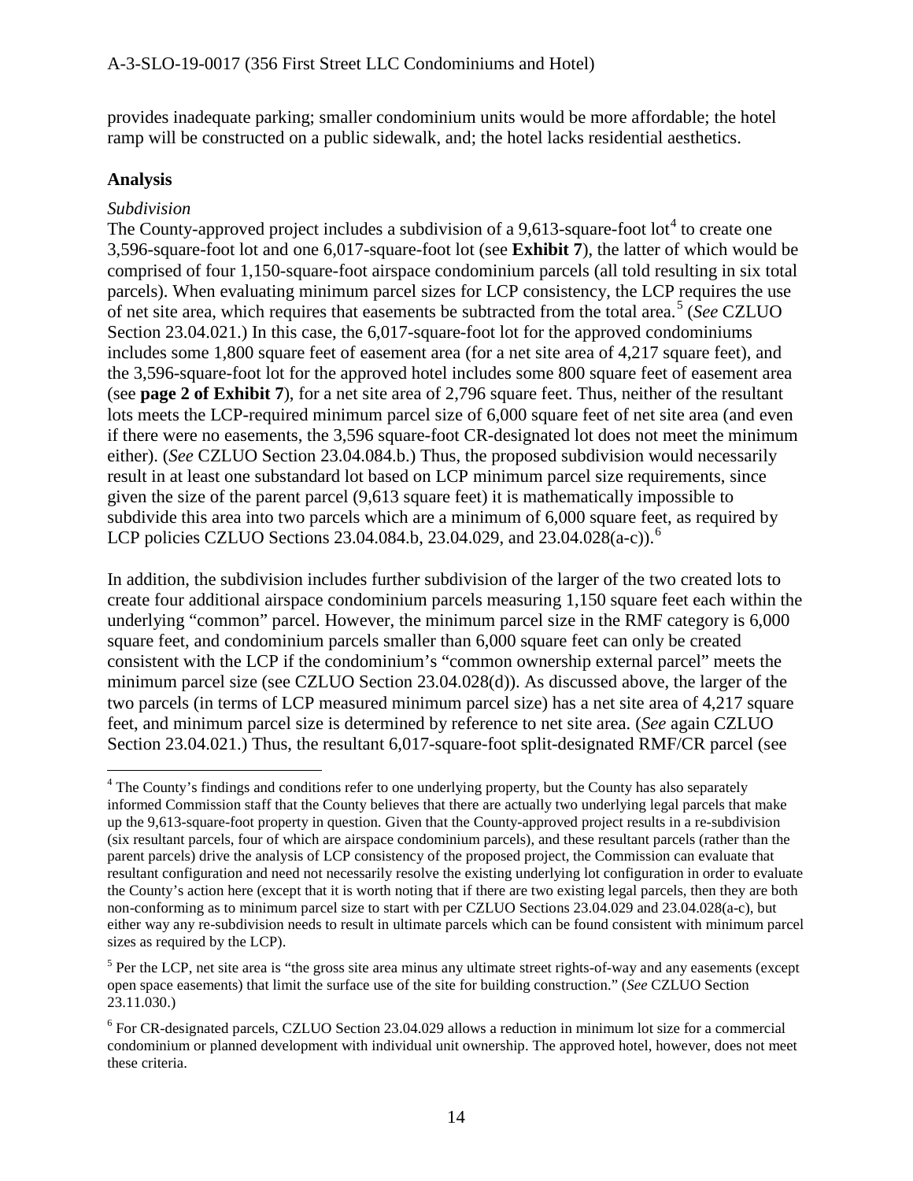provides inadequate parking; smaller condominium units would be more affordable; the hotel ramp will be constructed on a public sidewalk, and; the hotel lacks residential aesthetics.

**Analysis**

*Subdivision*

The County-approved project includes a subdivision of a 9,613-square-foot lot[4] to create one 3,596-square-foot lot and one 6,017-square-foot lot (see **Exhibit 7**), the latter of which would be comprised of four 1,150-square-foot airspace condominium parcels (all told resulting in six total parcels). When evaluating minimum parcel sizes for LCP consistency, the LCP requires the use of net site area, which requires that easements be subtracted from the total area.[5] (*See* CZLUO Section 23.04.021.) In this case, the 6,017-square-foot lot for the approved condominiums includes some 1,800 square feet of easement area (for a net site area of 4,217 square feet), and the 3,596-square-foot lot for the approved hotel includes some 800 square feet of easement area (see **page 2 of Exhibit 7**), for a net site area of 2,796 square feet. Thus, neither of the resultant lots meets the LCP-required minimum parcel size of 6,000 square feet of net site area (and even if there were no easements, the 3,596 square-foot CR-designated lot does not meet the minimum either). (*See* CZLUO Section 23.04.084.b.) Thus, the proposed subdivision would necessarily result in at least one substandard lot based on LCP minimum parcel size requirements, since given the size of the parent parcel (9,613 square feet) it is mathematically impossible to subdivide this area into two parcels which are a minimum of 6,000 square feet, as required by LCP policies CZLUO Sections 23.04.084.b, 23.04.029, and 23.04.028(a-c)).[6]

In addition, the subdivision includes further subdivision of the larger of the two created lots to create four additional airspace condominium parcels measuring 1,150 square feet each within the underlying "common" parcel. However, the minimum parcel size in the RMF category is 6,000 square feet, and condominium parcels smaller than 6,000 square feet can only be created consistent with the LCP if the condominium's "common ownership external parcel" meets the minimum parcel size (see CZLUO Section 23.04.028(d)). As discussed above, the larger of the two parcels (in terms of LCP measured minimum parcel size) has a net site area of 4,217 square feet, and minimum parcel size is determined by reference to net site area. (*See* again CZLUO Section 23.04.021.) Thus, the resultant 6,017-square-foot split-designated RMF/CR parcel (see

---

[4] The County's findings and conditions refer to one underlying property, but the County has also separately informed Commission staff that the County believes that there are actually two underlying legal parcels that make up the 9,613-square-foot property in question. Given that the County-approved project results in a re-subdivision (six resultant parcels, four of which are airspace condominium parcels), and these resultant parcels (rather than the parent parcels) drive the analysis of LCP consistency of the proposed project, the Commission can evaluate that resultant configuration and need not necessarily resolve the existing underlying lot configuration in order to evaluate the County's action here (except that it is worth noting that if there are two existing legal parcels, then they are both non-conforming as to minimum parcel size to start with per CZLUO Sections 23.04.029 and 23.04.028(a-c), but either way any re-subdivision needs to result in ultimate parcels which can be found consistent with minimum parcel sizes as required by the LCP).

[5] Per the LCP, net site area is "the gross site area minus any ultimate street rights-of-way and any easements (except open space easements) that limit the surface use of the site for building construction." (*See* CZLUO Section 23.11.030.)

[6] For CR-designated parcels, CZLUO Section 23.04.029 allows a reduction in minimum lot size for a commercial condominium or planned development with individual unit ownership. The approved hotel, however, does not meet these criteria.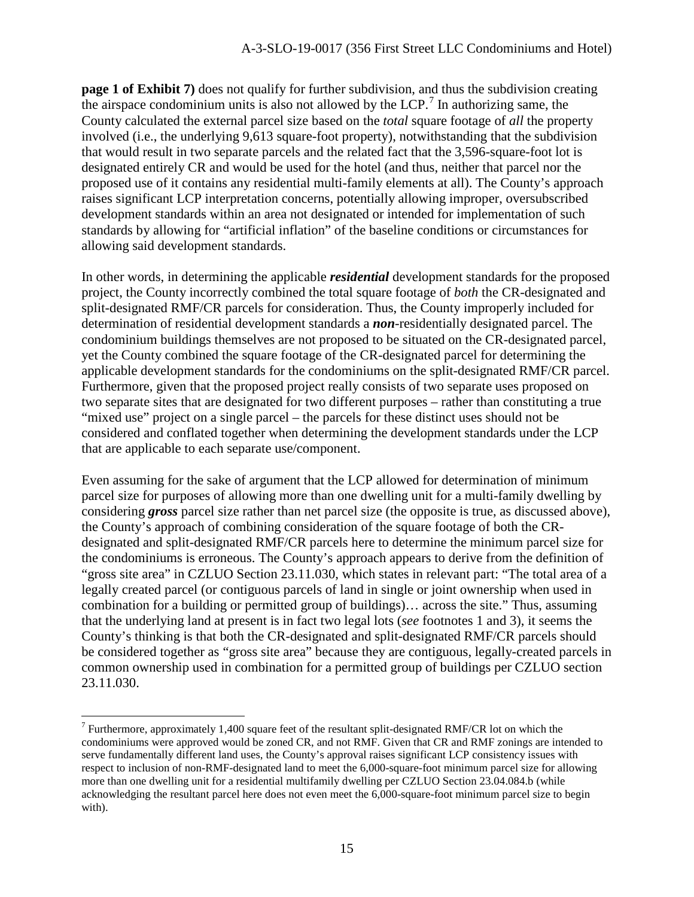**page 1 of Exhibit 7)** does not qualify for further subdivision, and thus the subdivision creating the airspace condominium units is also not allowed by the LCP.[7] In authorizing same, the County calculated the external parcel size based on the *total* square footage of *all* the property involved (i.e., the underlying 9,613 square-foot property), notwithstanding that the subdivision that would result in two separate parcels and the related fact that the 3,596-square-foot lot is designated entirely CR and would be used for the hotel (and thus, neither that parcel nor the proposed use of it contains any residential multi-family elements at all). The County's approach raises significant LCP interpretation concerns, potentially allowing improper, oversubscribed development standards within an area not designated or intended for implementation of such standards by allowing for "artificial inflation" of the baseline conditions or circumstances for allowing said development standards.

In other words, in determining the applicable ***residential*** development standards for the proposed project, the County incorrectly combined the total square footage of *both* the CR-designated and split-designated RMF/CR parcels for consideration. Thus, the County improperly included for determination of residential development standards a ***non***-residentially designated parcel. The condominium buildings themselves are not proposed to be situated on the CR-designated parcel, yet the County combined the square footage of the CR-designated parcel for determining the applicable development standards for the condominiums on the split-designated RMF/CR parcel. Furthermore, given that the proposed project really consists of two separate uses proposed on two separate sites that are designated for two different purposes – rather than constituting a true "mixed use" project on a single parcel – the parcels for these distinct uses should not be considered and conflated together when determining the development standards under the LCP that are applicable to each separate use/component.

Even assuming for the sake of argument that the LCP allowed for determination of minimum parcel size for purposes of allowing more than one dwelling unit for a multi-family dwelling by considering ***gross*** parcel size rather than net parcel size (the opposite is true, as discussed above), the County's approach of combining consideration of the square footage of both the CR-designated and split-designated RMF/CR parcels here to determine the minimum parcel size for the condominiums is erroneous. The County's approach appears to derive from the definition of "gross site area" in CZLUO Section 23.11.030, which states in relevant part: "The total area of a legally created parcel (or contiguous parcels of land in single or joint ownership when used in combination for a building or permitted group of buildings)… across the site." Thus, assuming that the underlying land at present is in fact two legal lots (*see* footnotes 1 and 3), it seems the County's thinking is that both the CR-designated and split-designated RMF/CR parcels should be considered together as "gross site area" because they are contiguous, legally-created parcels in common ownership used in combination for a permitted group of buildings per CZLUO section 23.11.030.

---

[7] Furthermore, approximately 1,400 square feet of the resultant split-designated RMF/CR lot on which the condominiums were approved would be zoned CR, and not RMF. Given that CR and RMF zonings are intended to serve fundamentally different land uses, the County's approval raises significant LCP consistency issues with respect to inclusion of non-RMF-designated land to meet the 6,000-square-foot minimum parcel size for allowing more than one dwelling unit for a residential multifamily dwelling per CZLUO Section 23.04.084.b (while acknowledging the resultant parcel here does not even meet the 6,000-square-foot minimum parcel size to begin with).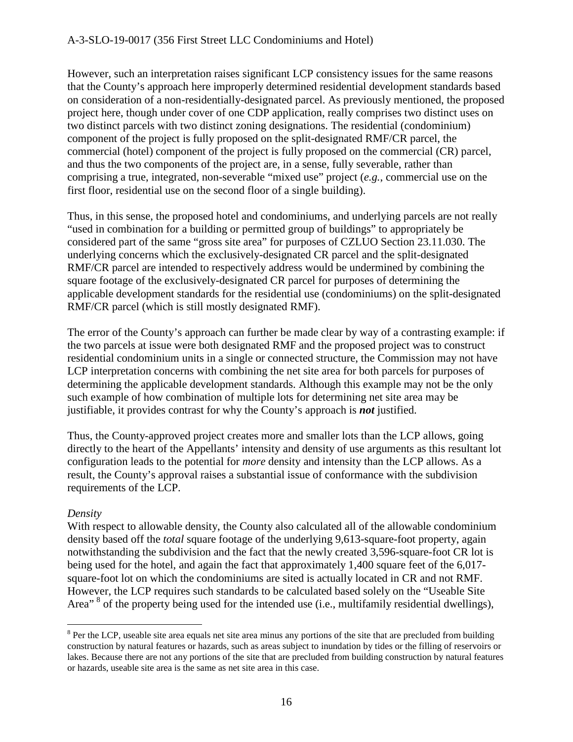However, such an interpretation raises significant LCP consistency issues for the same reasons that the County's approach here improperly determined residential development standards based on consideration of a non-residentially-designated parcel. As previously mentioned, the proposed project here, though under cover of one CDP application, really comprises two distinct uses on two distinct parcels with two distinct zoning designations. The residential (condominium) component of the project is fully proposed on the split-designated RMF/CR parcel, the commercial (hotel) component of the project is fully proposed on the commercial (CR) parcel, and thus the two components of the project are, in a sense, fully severable, rather than comprising a true, integrated, non-severable "mixed use" project (*e.g.*, commercial use on the first floor, residential use on the second floor of a single building).

Thus, in this sense, the proposed hotel and condominiums, and underlying parcels are not really "used in combination for a building or permitted group of buildings" to appropriately be considered part of the same "gross site area" for purposes of CZLUO Section 23.11.030. The underlying concerns which the exclusively-designated CR parcel and the split-designated RMF/CR parcel are intended to respectively address would be undermined by combining the square footage of the exclusively-designated CR parcel for purposes of determining the applicable development standards for the residential use (condominiums) on the split-designated RMF/CR parcel (which is still mostly designated RMF).

The error of the County's approach can further be made clear by way of a contrasting example: if the two parcels at issue were both designated RMF and the proposed project was to construct residential condominium units in a single or connected structure, the Commission may not have LCP interpretation concerns with combining the net site area for both parcels for purposes of determining the applicable development standards. Although this example may not be the only such example of how combination of multiple lots for determining net site area may be justifiable, it provides contrast for why the County's approach is ***not*** justified.

Thus, the County-approved project creates more and smaller lots than the LCP allows, going directly to the heart of the Appellants' intensity and density of use arguments as this resultant lot configuration leads to the potential for *more* density and intensity than the LCP allows. As a result, the County's approval raises a substantial issue of conformance with the subdivision requirements of the LCP.

*Density*

With respect to allowable density, the County also calculated all of the allowable condominium density based off the *total* square footage of the underlying 9,613-square-foot property, again notwithstanding the subdivision and the fact that the newly created 3,596-square-foot CR lot is being used for the hotel, and again the fact that approximately 1,400 square feet of the 6,017-square-foot lot on which the condominiums are sited is actually located in CR and not RMF. However, the LCP requires such standards to be calculated based solely on the "Useable Site Area" [8] of the property being used for the intended use (i.e., multifamily residential dwellings),

[8] Per the LCP, useable site area equals net site area minus any portions of the site that are precluded from building construction by natural features or hazards, such as areas subject to inundation by tides or the filling of reservoirs or lakes. Because there are not any portions of the site that are precluded from building construction by natural features or hazards, useable site area is the same as net site area in this case.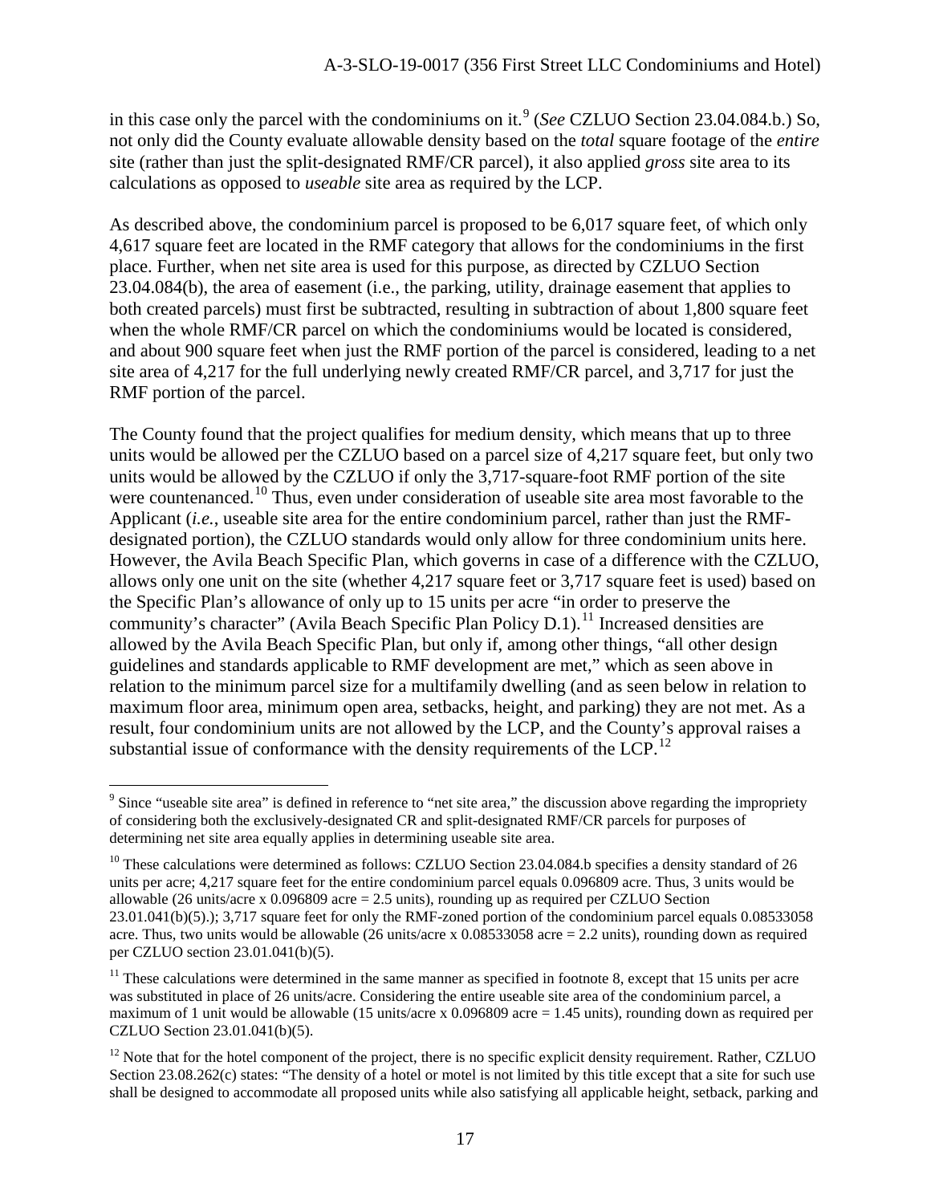in this case only the parcel with the condominiums on it.[9] (*See* CZLUO Section 23.04.084.b.) So, not only did the County evaluate allowable density based on the *total* square footage of the *entire* site (rather than just the split-designated RMF/CR parcel), it also applied *gross* site area to its calculations as opposed to *useable* site area as required by the LCP.

As described above, the condominium parcel is proposed to be 6,017 square feet, of which only 4,617 square feet are located in the RMF category that allows for the condominiums in the first place. Further, when net site area is used for this purpose, as directed by CZLUO Section 23.04.084(b), the area of easement (i.e., the parking, utility, drainage easement that applies to both created parcels) must first be subtracted, resulting in subtraction of about 1,800 square feet when the whole RMF/CR parcel on which the condominiums would be located is considered, and about 900 square feet when just the RMF portion of the parcel is considered, leading to a net site area of 4,217 for the full underlying newly created RMF/CR parcel, and 3,717 for just the RMF portion of the parcel.

The County found that the project qualifies for medium density, which means that up to three units would be allowed per the CZLUO based on a parcel size of 4,217 square feet, but only two units would be allowed by the CZLUO if only the 3,717-square-foot RMF portion of the site were countenanced.[10] Thus, even under consideration of useable site area most favorable to the Applicant (*i.e.*, useable site area for the entire condominium parcel, rather than just the RMF-designated portion), the CZLUO standards would only allow for three condominium units here. However, the Avila Beach Specific Plan, which governs in case of a difference with the CZLUO, allows only one unit on the site (whether 4,217 square feet or 3,717 square feet is used) based on the Specific Plan's allowance of only up to 15 units per acre "in order to preserve the community's character" (Avila Beach Specific Plan Policy D.1).[11] Increased densities are allowed by the Avila Beach Specific Plan, but only if, among other things, "all other design guidelines and standards applicable to RMF development are met," which as seen above in relation to the minimum parcel size for a multifamily dwelling (and as seen below in relation to maximum floor area, minimum open area, setbacks, height, and parking) they are not met. As a result, four condominium units are not allowed by the LCP, and the County's approval raises a substantial issue of conformance with the density requirements of the LCP.[12]

---

[9] Since "useable site area" is defined in reference to "net site area," the discussion above regarding the impropriety of considering both the exclusively-designated CR and split-designated RMF/CR parcels for purposes of determining net site area equally applies in determining useable site area.

[10] These calculations were determined as follows: CZLUO Section 23.04.084.b specifies a density standard of 26 units per acre; 4,217 square feet for the entire condominium parcel equals 0.096809 acre. Thus, 3 units would be allowable (26 units/acre x 0.096809 acre = 2.5 units), rounding up as required per CZLUO Section 23.01.041(b)(5).); 3,717 square feet for only the RMF-zoned portion of the condominium parcel equals 0.08533058 acre. Thus, two units would be allowable (26 units/acre x 0.08533058 acre = 2.2 units), rounding down as required per CZLUO section 23.01.041(b)(5).

[11] These calculations were determined in the same manner as specified in footnote 8, except that 15 units per acre was substituted in place of 26 units/acre. Considering the entire useable site area of the condominium parcel, a maximum of 1 unit would be allowable (15 units/acre x 0.096809 acre = 1.45 units), rounding down as required per CZLUO Section 23.01.041(b)(5).

[12] Note that for the hotel component of the project, there is no specific explicit density requirement. Rather, CZLUO Section 23.08.262(c) states: "The density of a hotel or motel is not limited by this title except that a site for such use shall be designed to accommodate all proposed units while also satisfying all applicable height, setback, parking and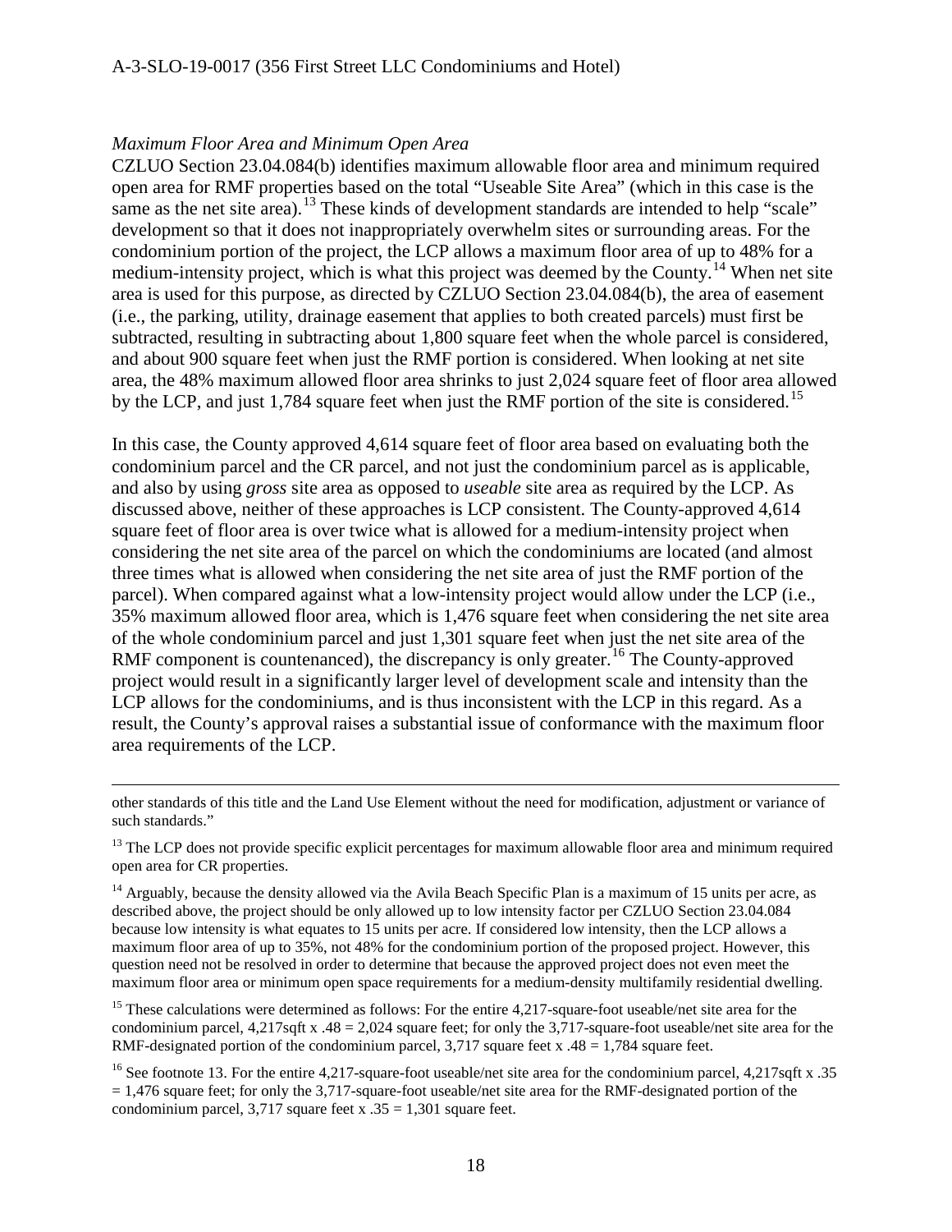*Maximum Floor Area and Minimum Open Area*

CZLUO Section 23.04.084(b) identifies maximum allowable floor area and minimum required open area for RMF properties based on the total "Useable Site Area" (which in this case is the same as the net site area).[13] These kinds of development standards are intended to help "scale" development so that it does not inappropriately overwhelm sites or surrounding areas. For the condominium portion of the project, the LCP allows a maximum floor area of up to 48% for a medium-intensity project, which is what this project was deemed by the County.[14] When net site area is used for this purpose, as directed by CZLUO Section 23.04.084(b), the area of easement (i.e., the parking, utility, drainage easement that applies to both created parcels) must first be subtracted, resulting in subtracting about 1,800 square feet when the whole parcel is considered, and about 900 square feet when just the RMF portion is considered. When looking at net site area, the 48% maximum allowed floor area shrinks to just 2,024 square feet of floor area allowed by the LCP, and just 1,784 square feet when just the RMF portion of the site is considered.[15]

In this case, the County approved 4,614 square feet of floor area based on evaluating both the condominium parcel and the CR parcel, and not just the condominium parcel as is applicable, and also by using *gross* site area as opposed to *useable* site area as required by the LCP. As discussed above, neither of these approaches is LCP consistent. The County-approved 4,614 square feet of floor area is over twice what is allowed for a medium-intensity project when considering the net site area of the parcel on which the condominiums are located (and almost three times what is allowed when considering the net site area of just the RMF portion of the parcel). When compared against what a low-intensity project would allow under the LCP (i.e., 35% maximum allowed floor area, which is 1,476 square feet when considering the net site area of the whole condominium parcel and just 1,301 square feet when just the net site area of the RMF component is countenanced), the discrepancy is only greater.[16] The County-approved project would result in a significantly larger level of development scale and intensity than the LCP allows for the condominiums, and is thus inconsistent with the LCP in this regard. As a result, the County's approval raises a substantial issue of conformance with the maximum floor area requirements of the LCP.

---

other standards of this title and the Land Use Element without the need for modification, adjustment or variance of such standards."

[13] The LCP does not provide specific explicit percentages for maximum allowable floor area and minimum required open area for CR properties.

[14] Arguably, because the density allowed via the Avila Beach Specific Plan is a maximum of 15 units per acre, as described above, the project should be only allowed up to low intensity factor per CZLUO Section 23.04.084 because low intensity is what equates to 15 units per acre. If considered low intensity, then the LCP allows a maximum floor area of up to 35%, not 48% for the condominium portion of the proposed project. However, this question need not be resolved in order to determine that because the approved project does not even meet the maximum floor area or minimum open space requirements for a medium-density multifamily residential dwelling.

[15] These calculations were determined as follows: For the entire 4,217-square-foot useable/net site area for the condominium parcel, 4,217sqft x .48 = 2,024 square feet; for only the 3,717-square-foot useable/net site area for the RMF-designated portion of the condominium parcel, 3,717 square feet x .48 = 1,784 square feet.

[16] See footnote 13. For the entire 4,217-square-foot useable/net site area for the condominium parcel, 4,217sqft x .35 = 1,476 square feet; for only the 3,717-square-foot useable/net site area for the RMF-designated portion of the condominium parcel, 3,717 square feet x .35 = 1,301 square feet.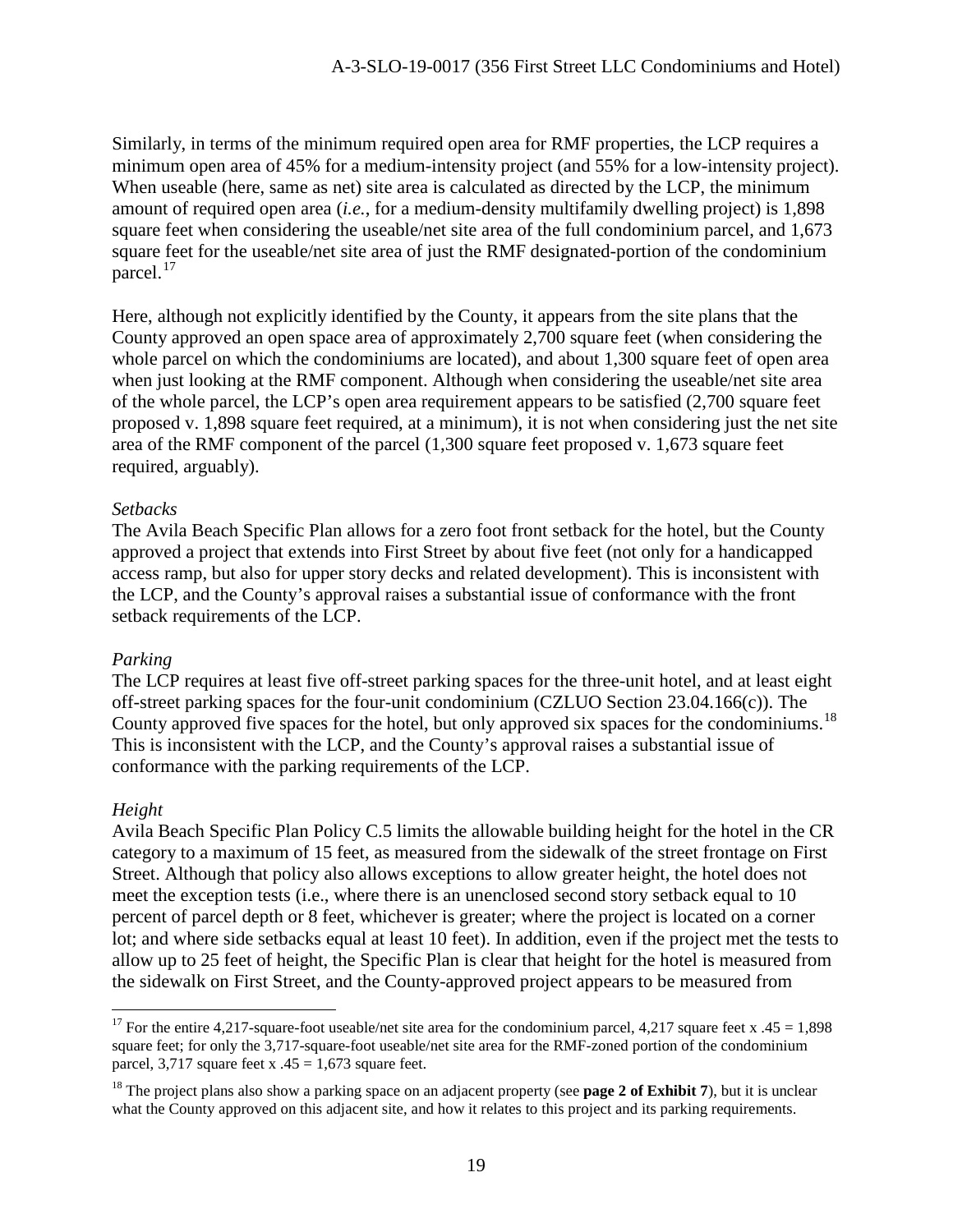Similarly, in terms of the minimum required open area for RMF properties, the LCP requires a minimum open area of 45% for a medium-intensity project (and 55% for a low-intensity project). When useable (here, same as net) site area is calculated as directed by the LCP, the minimum amount of required open area (*i.e.*, for a medium-density multifamily dwelling project) is 1,898 square feet when considering the useable/net site area of the full condominium parcel, and 1,673 square feet for the useable/net site area of just the RMF designated-portion of the condominium parcel.[17]

Here, although not explicitly identified by the County, it appears from the site plans that the County approved an open space area of approximately 2,700 square feet (when considering the whole parcel on which the condominiums are located), and about 1,300 square feet of open area when just looking at the RMF component. Although when considering the useable/net site area of the whole parcel, the LCP's open area requirement appears to be satisfied (2,700 square feet proposed v. 1,898 square feet required, at a minimum), it is not when considering just the net site area of the RMF component of the parcel (1,300 square feet proposed v. 1,673 square feet required, arguably).

*Setbacks*

The Avila Beach Specific Plan allows for a zero foot front setback for the hotel, but the County approved a project that extends into First Street by about five feet (not only for a handicapped access ramp, but also for upper story decks and related development). This is inconsistent with the LCP, and the County's approval raises a substantial issue of conformance with the front setback requirements of the LCP.

*Parking*

The LCP requires at least five off-street parking spaces for the three-unit hotel, and at least eight off-street parking spaces for the four-unit condominium (CZLUO Section 23.04.166(c)). The County approved five spaces for the hotel, but only approved six spaces for the condominiums.[18] This is inconsistent with the LCP, and the County's approval raises a substantial issue of conformance with the parking requirements of the LCP.

*Height*

Avila Beach Specific Plan Policy C.5 limits the allowable building height for the hotel in the CR category to a maximum of 15 feet, as measured from the sidewalk of the street frontage on First Street. Although that policy also allows exceptions to allow greater height, the hotel does not meet the exception tests (i.e., where there is an unenclosed second story setback equal to 10 percent of parcel depth or 8 feet, whichever is greater; where the project is located on a corner lot; and where side setbacks equal at least 10 feet). In addition, even if the project met the tests to allow up to 25 feet of height, the Specific Plan is clear that height for the hotel is measured from the sidewalk on First Street, and the County-approved project appears to be measured from

---

[17] For the entire 4,217-square-foot useable/net site area for the condominium parcel, 4,217 square feet x .45 = 1,898 square feet; for only the 3,717-square-foot useable/net site area for the RMF-zoned portion of the condominium parcel, 3,717 square feet x .45 = 1,673 square feet.

[18] The project plans also show a parking space on an adjacent property (see **page 2 of Exhibit 7**), but it is unclear what the County approved on this adjacent site, and how it relates to this project and its parking requirements.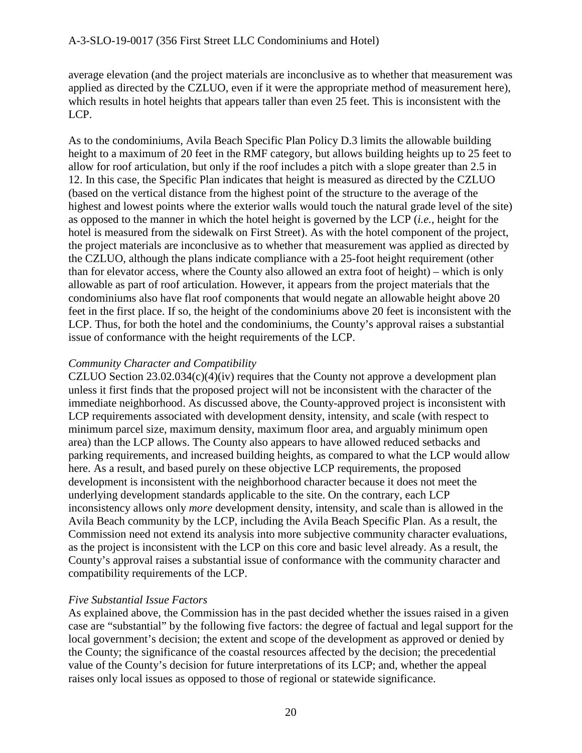average elevation (and the project materials are inconclusive as to whether that measurement was applied as directed by the CZLUO, even if it were the appropriate method of measurement here), which results in hotel heights that appears taller than even 25 feet. This is inconsistent with the LCP.

As to the condominiums, Avila Beach Specific Plan Policy D.3 limits the allowable building height to a maximum of 20 feet in the RMF category, but allows building heights up to 25 feet to allow for roof articulation, but only if the roof includes a pitch with a slope greater than 2.5 in 12. In this case, the Specific Plan indicates that height is measured as directed by the CZLUO (based on the vertical distance from the highest point of the structure to the average of the highest and lowest points where the exterior walls would touch the natural grade level of the site) as opposed to the manner in which the hotel height is governed by the LCP (*i.e.*, height for the hotel is measured from the sidewalk on First Street). As with the hotel component of the project, the project materials are inconclusive as to whether that measurement was applied as directed by the CZLUO, although the plans indicate compliance with a 25-foot height requirement (other than for elevator access, where the County also allowed an extra foot of height) – which is only allowable as part of roof articulation. However, it appears from the project materials that the condominiums also have flat roof components that would negate an allowable height above 20 feet in the first place. If so, the height of the condominiums above 20 feet is inconsistent with the LCP. Thus, for both the hotel and the condominiums, the County's approval raises a substantial issue of conformance with the height requirements of the LCP.

*Community Character and Compatibility*

CZLUO Section 23.02.034(c)(4)(iv) requires that the County not approve a development plan unless it first finds that the proposed project will not be inconsistent with the character of the immediate neighborhood. As discussed above, the County-approved project is inconsistent with LCP requirements associated with development density, intensity, and scale (with respect to minimum parcel size, maximum density, maximum floor area, and arguably minimum open area) than the LCP allows. The County also appears to have allowed reduced setbacks and parking requirements, and increased building heights, as compared to what the LCP would allow here. As a result, and based purely on these objective LCP requirements, the proposed development is inconsistent with the neighborhood character because it does not meet the underlying development standards applicable to the site. On the contrary, each LCP inconsistency allows only *more* development density, intensity, and scale than is allowed in the Avila Beach community by the LCP, including the Avila Beach Specific Plan. As a result, the Commission need not extend its analysis into more subjective community character evaluations, as the project is inconsistent with the LCP on this core and basic level already. As a result, the County's approval raises a substantial issue of conformance with the community character and compatibility requirements of the LCP.

*Five Substantial Issue Factors*

As explained above, the Commission has in the past decided whether the issues raised in a given case are "substantial" by the following five factors: the degree of factual and legal support for the local government's decision; the extent and scope of the development as approved or denied by the County; the significance of the coastal resources affected by the decision; the precedential value of the County's decision for future interpretations of its LCP; and, whether the appeal raises only local issues as opposed to those of regional or statewide significance.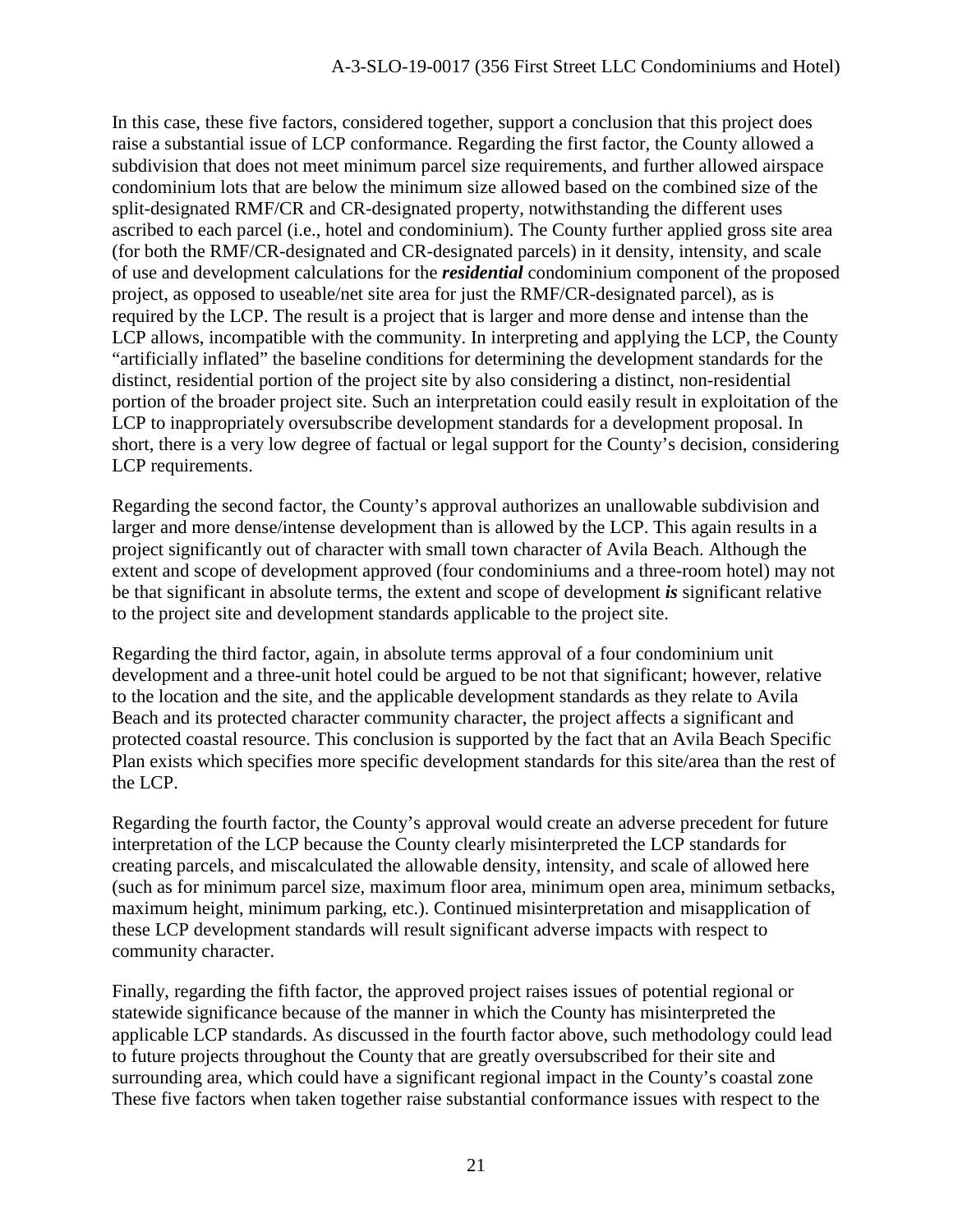In this case, these five factors, considered together, support a conclusion that this project does raise a substantial issue of LCP conformance. Regarding the first factor, the County allowed a subdivision that does not meet minimum parcel size requirements, and further allowed airspace condominium lots that are below the minimum size allowed based on the combined size of the split-designated RMF/CR and CR-designated property, notwithstanding the different uses ascribed to each parcel (i.e., hotel and condominium). The County further applied gross site area (for both the RMF/CR-designated and CR-designated parcels) in it density, intensity, and scale of use and development calculations for the ***residential*** condominium component of the proposed project, as opposed to useable/net site area for just the RMF/CR-designated parcel), as is required by the LCP. The result is a project that is larger and more dense and intense than the LCP allows, incompatible with the community. In interpreting and applying the LCP, the County "artificially inflated" the baseline conditions for determining the development standards for the distinct, residential portion of the project site by also considering a distinct, non-residential portion of the broader project site. Such an interpretation could easily result in exploitation of the LCP to inappropriately oversubscribe development standards for a development proposal. In short, there is a very low degree of factual or legal support for the County's decision, considering LCP requirements.

Regarding the second factor, the County's approval authorizes an unallowable subdivision and larger and more dense/intense development than is allowed by the LCP. This again results in a project significantly out of character with small town character of Avila Beach. Although the extent and scope of development approved (four condominiums and a three-room hotel) may not be that significant in absolute terms, the extent and scope of development ***is*** significant relative to the project site and development standards applicable to the project site.

Regarding the third factor, again, in absolute terms approval of a four condominium unit development and a three-unit hotel could be argued to be not that significant; however, relative to the location and the site, and the applicable development standards as they relate to Avila Beach and its protected character community character, the project affects a significant and protected coastal resource. This conclusion is supported by the fact that an Avila Beach Specific Plan exists which specifies more specific development standards for this site/area than the rest of the LCP.

Regarding the fourth factor, the County's approval would create an adverse precedent for future interpretation of the LCP because the County clearly misinterpreted the LCP standards for creating parcels, and miscalculated the allowable density, intensity, and scale of allowed here (such as for minimum parcel size, maximum floor area, minimum open area, minimum setbacks, maximum height, minimum parking, etc.). Continued misinterpretation and misapplication of these LCP development standards will result significant adverse impacts with respect to community character.

Finally, regarding the fifth factor, the approved project raises issues of potential regional or statewide significance because of the manner in which the County has misinterpreted the applicable LCP standards. As discussed in the fourth factor above, such methodology could lead to future projects throughout the County that are greatly oversubscribed for their site and surrounding area, which could have a significant regional impact in the County's coastal zone These five factors when taken together raise substantial conformance issues with respect to the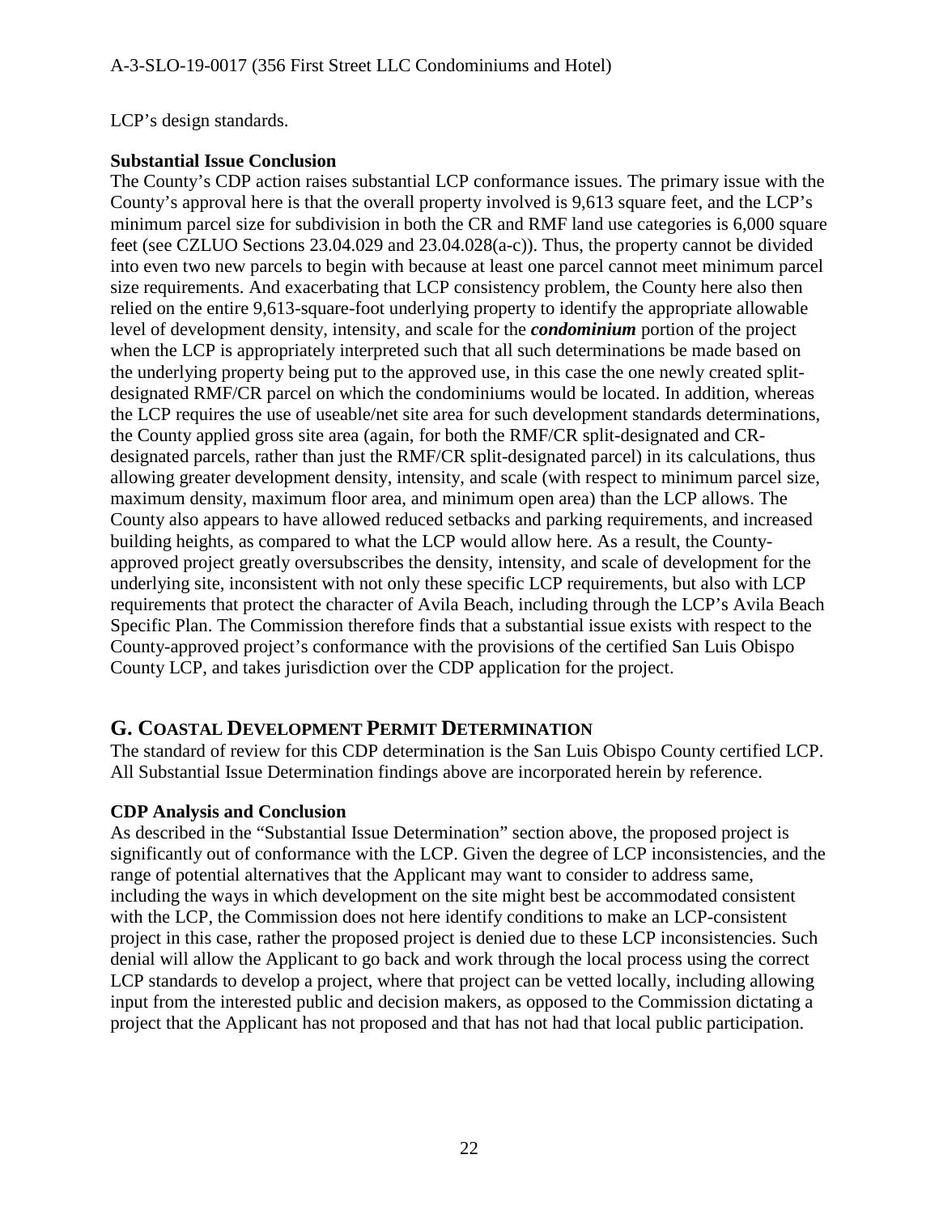LCP's design standards.

**Substantial Issue Conclusion**

The County's CDP action raises substantial LCP conformance issues. The primary issue with the County's approval here is that the overall property involved is 9,613 square feet, and the LCP's minimum parcel size for subdivision in both the CR and RMF land use categories is 6,000 square feet (see CZLUO Sections 23.04.029 and 23.04.028(a-c)). Thus, the property cannot be divided into even two new parcels to begin with because at least one parcel cannot meet minimum parcel size requirements. And exacerbating that LCP consistency problem, the County here also then relied on the entire 9,613-square-foot underlying property to identify the appropriate allowable level of development density, intensity, and scale for the ***condominium*** portion of the project when the LCP is appropriately interpreted such that all such determinations be made based on the underlying property being put to the approved use, in this case the one newly created split-designated RMF/CR parcel on which the condominiums would be located. In addition, whereas the LCP requires the use of useable/net site area for such development standards determinations, the County applied gross site area (again, for both the RMF/CR split-designated and CR-designated parcels, rather than just the RMF/CR split-designated parcel) in its calculations, thus allowing greater development density, intensity, and scale (with respect to minimum parcel size, maximum density, maximum floor area, and minimum open area) than the LCP allows. The County also appears to have allowed reduced setbacks and parking requirements, and increased building heights, as compared to what the LCP would allow here. As a result, the County-approved project greatly oversubscribes the density, intensity, and scale of development for the underlying site, inconsistent with not only these specific LCP requirements, but also with LCP requirements that protect the character of Avila Beach, including through the LCP's Avila Beach Specific Plan. The Commission therefore finds that a substantial issue exists with respect to the County-approved project's conformance with the provisions of the certified San Luis Obispo County LCP, and takes jurisdiction over the CDP application for the project.

## G. Coastal Development Permit Determination

The standard of review for this CDP determination is the San Luis Obispo County certified LCP. All Substantial Issue Determination findings above are incorporated herein by reference.

**CDP Analysis and Conclusion**

As described in the "Substantial Issue Determination" section above, the proposed project is significantly out of conformance with the LCP. Given the degree of LCP inconsistencies, and the range of potential alternatives that the Applicant may want to consider to address same, including the ways in which development on the site might best be accommodated consistent with the LCP, the Commission does not here identify conditions to make an LCP-consistent project in this case, rather the proposed project is denied due to these LCP inconsistencies. Such denial will allow the Applicant to go back and work through the local process using the correct LCP standards to develop a project, where that project can be vetted locally, including allowing input from the interested public and decision makers, as opposed to the Commission dictating a project that the Applicant has not proposed and that has not had that local public participation.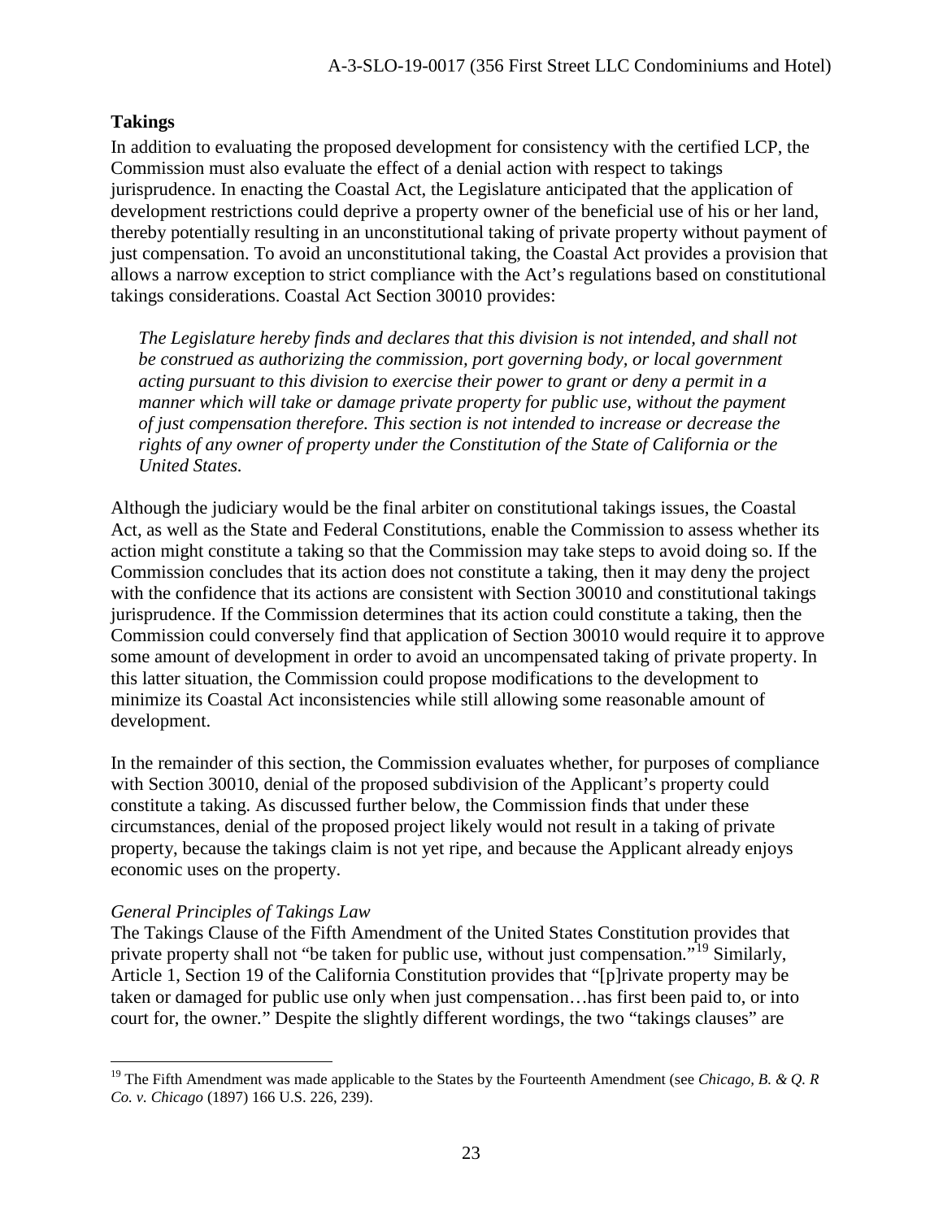## Takings

In addition to evaluating the proposed development for consistency with the certified LCP, the Commission must also evaluate the effect of a denial action with respect to takings jurisprudence. In enacting the Coastal Act, the Legislature anticipated that the application of development restrictions could deprive a property owner of the beneficial use of his or her land, thereby potentially resulting in an unconstitutional taking of private property without payment of just compensation. To avoid an unconstitutional taking, the Coastal Act provides a provision that allows a narrow exception to strict compliance with the Act's regulations based on constitutional takings considerations. Coastal Act Section 30010 provides:

> *The Legislature hereby finds and declares that this division is not intended, and shall not be construed as authorizing the commission, port governing body, or local government acting pursuant to this division to exercise their power to grant or deny a permit in a manner which will take or damage private property for public use, without the payment of just compensation therefore. This section is not intended to increase or decrease the rights of any owner of property under the Constitution of the State of California or the United States.*

Although the judiciary would be the final arbiter on constitutional takings issues, the Coastal Act, as well as the State and Federal Constitutions, enable the Commission to assess whether its action might constitute a taking so that the Commission may take steps to avoid doing so. If the Commission concludes that its action does not constitute a taking, then it may deny the project with the confidence that its actions are consistent with Section 30010 and constitutional takings jurisprudence. If the Commission determines that its action could constitute a taking, then the Commission could conversely find that application of Section 30010 would require it to approve some amount of development in order to avoid an uncompensated taking of private property. In this latter situation, the Commission could propose modifications to the development to minimize its Coastal Act inconsistencies while still allowing some reasonable amount of development.

In the remainder of this section, the Commission evaluates whether, for purposes of compliance with Section 30010, denial of the proposed subdivision of the Applicant's property could constitute a taking. As discussed further below, the Commission finds that under these circumstances, denial of the proposed project likely would not result in a taking of private property, because the takings claim is not yet ripe, and because the Applicant already enjoys economic uses on the property.

*General Principles of Takings Law*

The Takings Clause of the Fifth Amendment of the United States Constitution provides that private property shall not "be taken for public use, without just compensation."[19] Similarly, Article 1, Section 19 of the California Constitution provides that "[p]rivate property may be taken or damaged for public use only when just compensation…has first been paid to, or into court for, the owner." Despite the slightly different wordings, the two "takings clauses" are

[19] The Fifth Amendment was made applicable to the States by the Fourteenth Amendment (see *Chicago, B. & Q. R Co. v. Chicago* (1897) 166 U.S. 226, 239).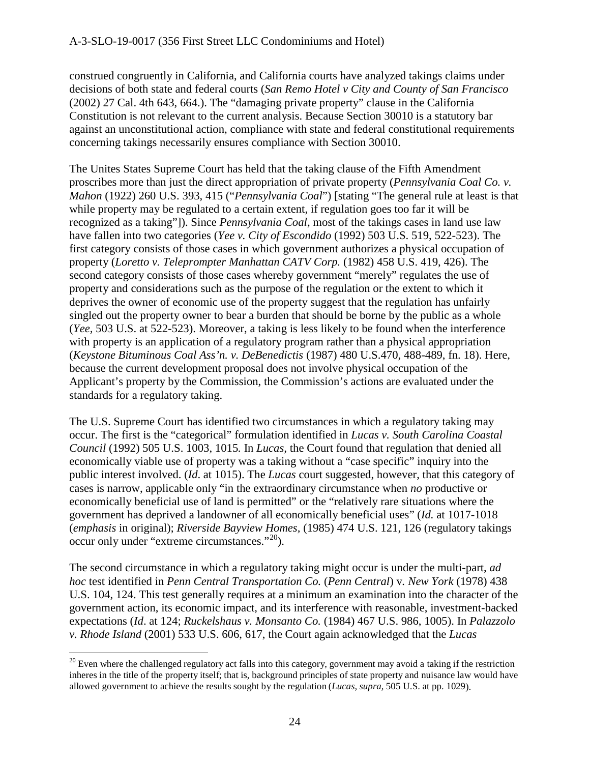construed congruently in California, and California courts have analyzed takings claims under decisions of both state and federal courts (*San Remo Hotel v City and County of San Francisco* (2002) 27 Cal. 4th 643, 664.). The "damaging private property" clause in the California Constitution is not relevant to the current analysis. Because Section 30010 is a statutory bar against an unconstitutional action, compliance with state and federal constitutional requirements concerning takings necessarily ensures compliance with Section 30010.

The Unites States Supreme Court has held that the taking clause of the Fifth Amendment proscribes more than just the direct appropriation of private property (*Pennsylvania Coal Co. v. Mahon* (1922) 260 U.S. 393, 415 ("*Pennsylvania Coal*") [stating "The general rule at least is that while property may be regulated to a certain extent, if regulation goes too far it will be recognized as a taking"]). Since *Pennsylvania Coal*, most of the takings cases in land use law have fallen into two categories (*Yee v. City of Escondido* (1992) 503 U.S. 519, 522-523). The first category consists of those cases in which government authorizes a physical occupation of property (*Loretto v. Teleprompter Manhattan CATV Corp.* (1982) 458 U.S. 419, 426). The second category consists of those cases whereby government "merely" regulates the use of property and considerations such as the purpose of the regulation or the extent to which it deprives the owner of economic use of the property suggest that the regulation has unfairly singled out the property owner to bear a burden that should be borne by the public as a whole (*Yee*, 503 U.S. at 522-523). Moreover, a taking is less likely to be found when the interference with property is an application of a regulatory program rather than a physical appropriation (*Keystone Bituminous Coal Ass'n. v. DeBenedictis* (1987) 480 U.S.470, 488-489, fn. 18). Here, because the current development proposal does not involve physical occupation of the Applicant's property by the Commission, the Commission's actions are evaluated under the standards for a regulatory taking.

The U.S. Supreme Court has identified two circumstances in which a regulatory taking may occur. The first is the "categorical" formulation identified in *Lucas v. South Carolina Coastal Council* (1992) 505 U.S. 1003, 1015*.* In *Lucas*, the Court found that regulation that denied all economically viable use of property was a taking without a "case specific" inquiry into the public interest involved. (*Id*. at 1015). The *Lucas* court suggested, however, that this category of cases is narrow, applicable only "in the extraordinary circumstance when *no* productive or economically beneficial use of land is permitted" or the "relatively rare situations where the government has deprived a landowner of all economically beneficial uses" (*Id.* at 1017-1018 (*emphasis* in original); *Riverside Bayview Homes*, (1985) 474 U.S. 121, 126 (regulatory takings occur only under "extreme circumstances."[20]).

The second circumstance in which a regulatory taking might occur is under the multi-part, *ad hoc* test identified in *Penn Central Transportation Co.* (*Penn Central*) v. *New York* (1978) 438 U.S. 104, 124. This test generally requires at a minimum an examination into the character of the government action, its economic impact, and its interference with reasonable, investment-backed expectations (*Id*. at 124; *Ruckelshaus v. Monsanto Co.* (1984) 467 U.S. 986, 1005). In *Palazzolo v. Rhode Island* (2001) 533 U.S. 606, 617, the Court again acknowledged that the *Lucas*

[20] Even where the challenged regulatory act falls into this category, government may avoid a taking if the restriction inheres in the title of the property itself; that is, background principles of state property and nuisance law would have allowed government to achieve the results sought by the regulation (*Lucas*, *supra*, 505 U.S. at pp. 1029).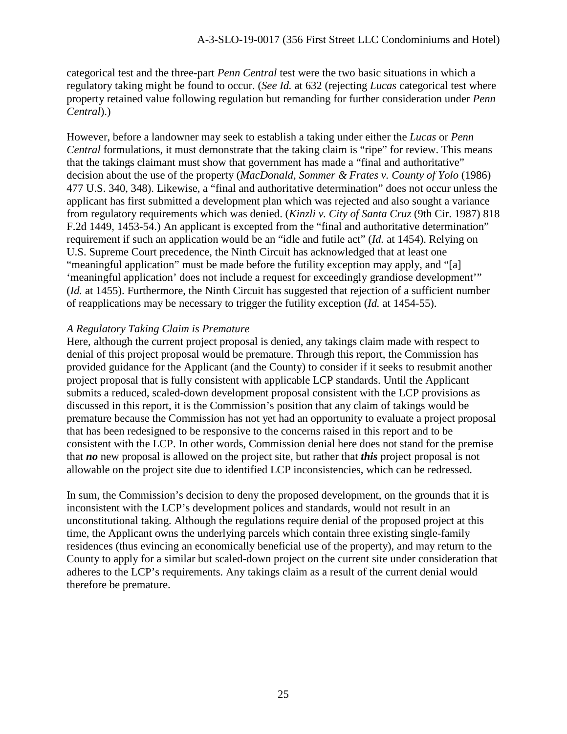categorical test and the three-part *Penn Central* test were the two basic situations in which a regulatory taking might be found to occur. (*See Id.* at 632 (rejecting *Lucas* categorical test where property retained value following regulation but remanding for further consideration under *Penn Central*).)

However, before a landowner may seek to establish a taking under either the *Lucas* or *Penn Central* formulations, it must demonstrate that the taking claim is "ripe" for review. This means that the takings claimant must show that government has made a "final and authoritative" decision about the use of the property (*MacDonald, Sommer & Frates v. County of Yolo* (1986) 477 U.S. 340, 348). Likewise, a "final and authoritative determination" does not occur unless the applicant has first submitted a development plan which was rejected and also sought a variance from regulatory requirements which was denied. (*Kinzli v. City of Santa Cruz* (9th Cir. 1987) 818 F.2d 1449, 1453-54.) An applicant is excepted from the "final and authoritative determination" requirement if such an application would be an "idle and futile act" (*Id.* at 1454). Relying on U.S. Supreme Court precedence, the Ninth Circuit has acknowledged that at least one "meaningful application" must be made before the futility exception may apply, and "[a] 'meaningful application' does not include a request for exceedingly grandiose development'" (*Id.* at 1455). Furthermore, the Ninth Circuit has suggested that rejection of a sufficient number of reapplications may be necessary to trigger the futility exception (*Id.* at 1454-55).

*A Regulatory Taking Claim is Premature*

Here, although the current project proposal is denied, any takings claim made with respect to denial of this project proposal would be premature. Through this report, the Commission has provided guidance for the Applicant (and the County) to consider if it seeks to resubmit another project proposal that is fully consistent with applicable LCP standards. Until the Applicant submits a reduced, scaled-down development proposal consistent with the LCP provisions as discussed in this report, it is the Commission's position that any claim of takings would be premature because the Commission has not yet had an opportunity to evaluate a project proposal that has been redesigned to be responsive to the concerns raised in this report and to be consistent with the LCP. In other words, Commission denial here does not stand for the premise that ***no*** new proposal is allowed on the project site, but rather that ***this*** project proposal is not allowable on the project site due to identified LCP inconsistencies, which can be redressed.

In sum, the Commission's decision to deny the proposed development, on the grounds that it is inconsistent with the LCP's development polices and standards, would not result in an unconstitutional taking. Although the regulations require denial of the proposed project at this time, the Applicant owns the underlying parcels which contain three existing single-family residences (thus evincing an economically beneficial use of the property), and may return to the County to apply for a similar but scaled-down project on the current site under consideration that adheres to the LCP's requirements. Any takings claim as a result of the current denial would therefore be premature.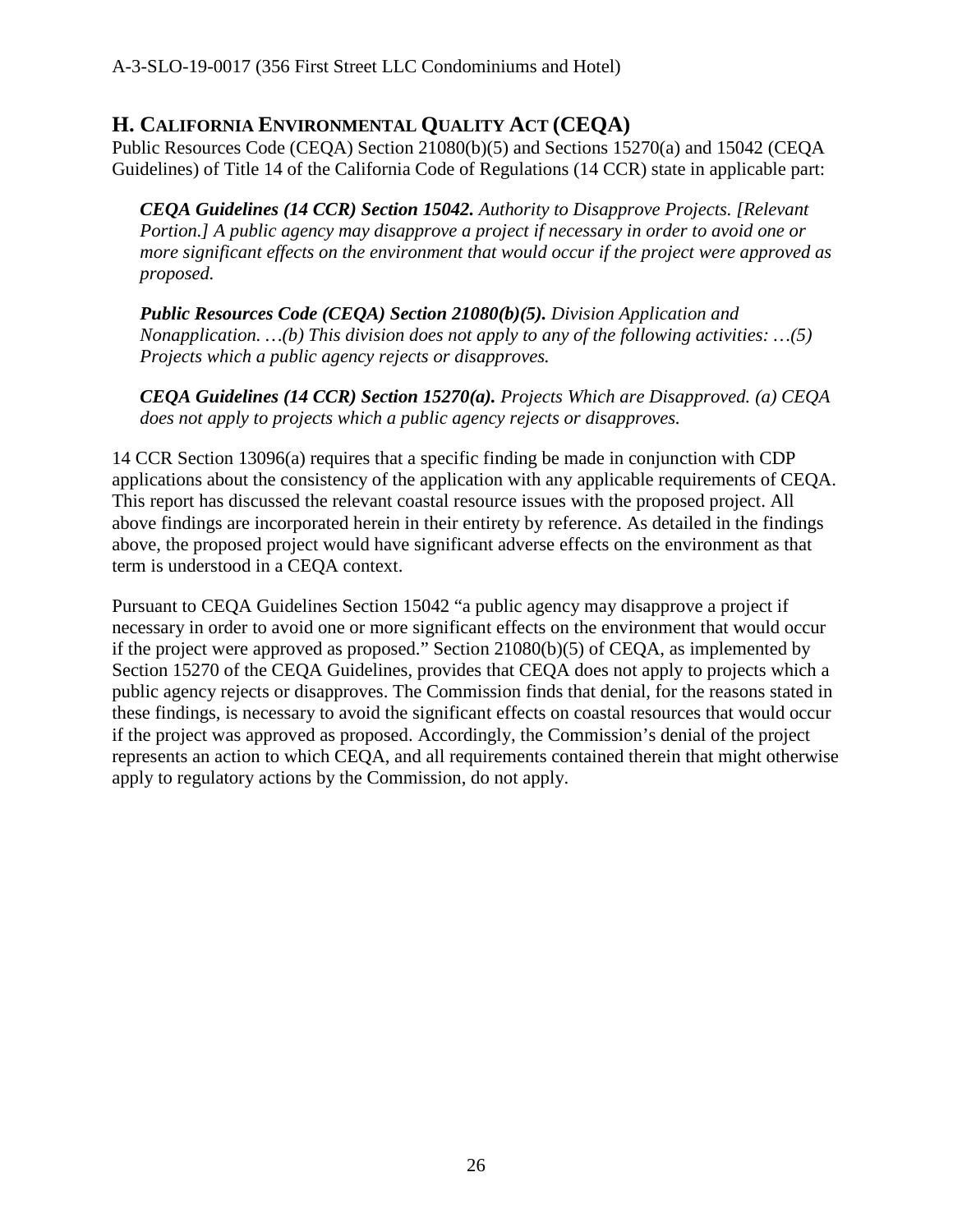## H. CALIFORNIA ENVIRONMENTAL QUALITY ACT (CEQA)

Public Resources Code (CEQA) Section 21080(b)(5) and Sections 15270(a) and 15042 (CEQA Guidelines) of Title 14 of the California Code of Regulations (14 CCR) state in applicable part:

> ***CEQA Guidelines (14 CCR) Section 15042.*** *Authority to Disapprove Projects. [Relevant Portion.] A public agency may disapprove a project if necessary in order to avoid one or more significant effects on the environment that would occur if the project were approved as proposed.*
>
> ***Public Resources Code (CEQA) Section 21080(b)(5).*** *Division Application and Nonapplication. …(b) This division does not apply to any of the following activities: …(5) Projects which a public agency rejects or disapproves.*
>
> ***CEQA Guidelines (14 CCR) Section 15270(a).*** *Projects Which are Disapproved. (a) CEQA does not apply to projects which a public agency rejects or disapproves.*

14 CCR Section 13096(a) requires that a specific finding be made in conjunction with CDP applications about the consistency of the application with any applicable requirements of CEQA. This report has discussed the relevant coastal resource issues with the proposed project. All above findings are incorporated herein in their entirety by reference. As detailed in the findings above, the proposed project would have significant adverse effects on the environment as that term is understood in a CEQA context.

Pursuant to CEQA Guidelines Section 15042 "a public agency may disapprove a project if necessary in order to avoid one or more significant effects on the environment that would occur if the project were approved as proposed." Section 21080(b)(5) of CEQA, as implemented by Section 15270 of the CEQA Guidelines, provides that CEQA does not apply to projects which a public agency rejects or disapproves. The Commission finds that denial, for the reasons stated in these findings, is necessary to avoid the significant effects on coastal resources that would occur if the project was approved as proposed. Accordingly, the Commission's denial of the project represents an action to which CEQA, and all requirements contained therein that might otherwise apply to regulatory actions by the Commission, do not apply.